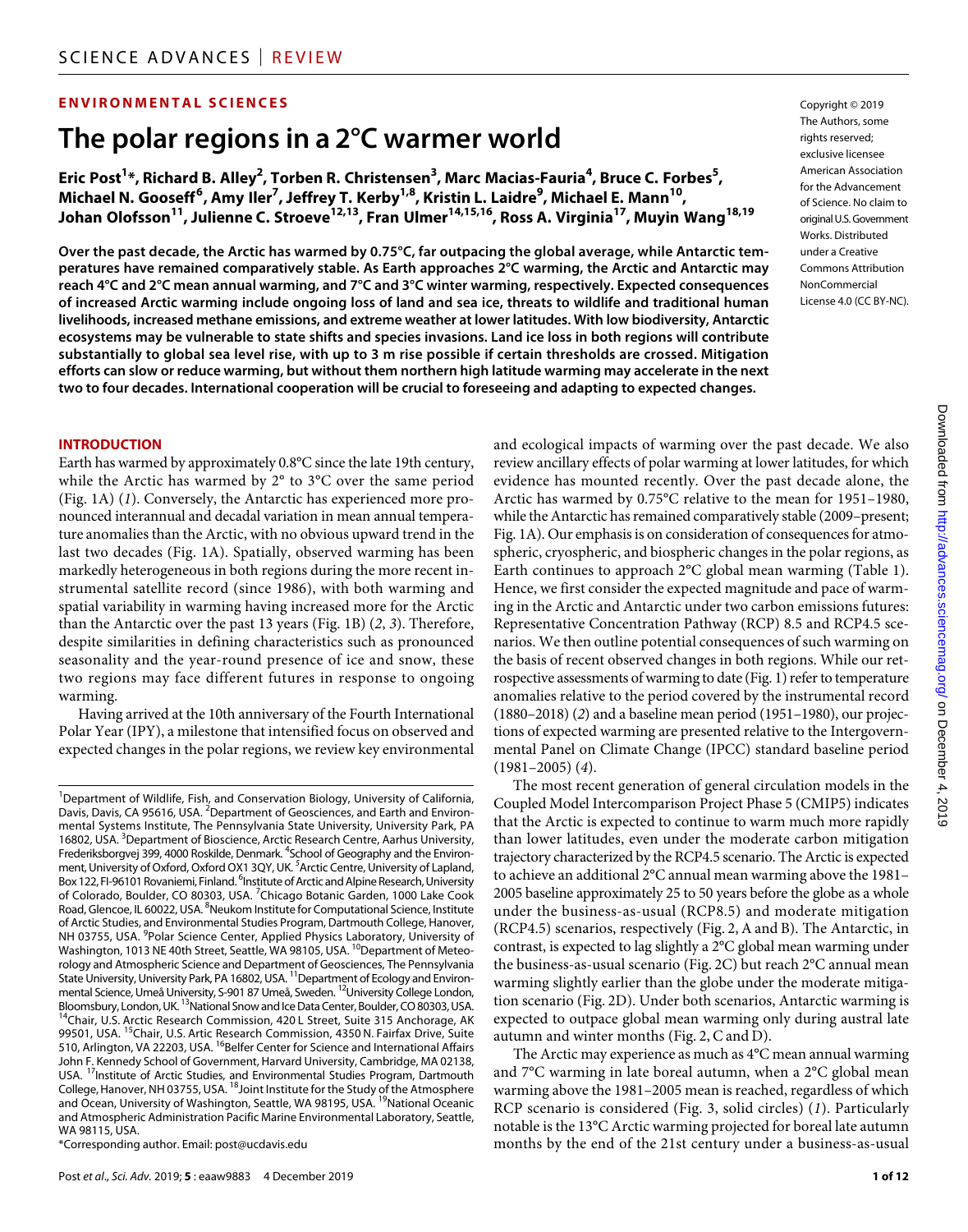ENVIRONMENTAL SCIENCES

# The polar regions in a 2°C warmer world

**Eric Post[1]*, Richard B. Alley[2], Torben R. Christensen[3], Marc Macias-Fauria[4], Bruce C. Forbes[5], Michael N. Gooseff[6], Amy Iler[7], Jeffrey T. Kerby[1,8], Kristin L. Laidre[9], Michael E. Mann[10], Johan Olofsson[11], Julienne C. Stroeve[12,13], Fran Ulmer[14,15,16], Ross A. Virginia[17], Muyin Wang[18,19]**

Copyright © 2019 The Authors, some rights reserved; exclusive licensee American Association for the Advancement of Science. No claim to original U.S. Government Works. Distributed under a Creative Commons Attribution NonCommercial License 4.0 (CC BY-NC).

**Over the past decade, the Arctic has warmed by 0.75°C, far outpacing the global average, while Antarctic temperatures have remained comparatively stable. As Earth approaches 2°C warming, the Arctic and Antarctic may reach 4°C and 2°C mean annual warming, and 7°C and 3°C winter warming, respectively. Expected consequences of increased Arctic warming include ongoing loss of land and sea ice, threats to wildlife and traditional human livelihoods, increased methane emissions, and extreme weather at lower latitudes. With low biodiversity, Antarctic ecosystems may be vulnerable to state shifts and species invasions. Land ice loss in both regions will contribute substantially to global sea level rise, with up to 3 m rise possible if certain thresholds are crossed. Mitigation efforts can slow or reduce warming, but without them northern high latitude warming may accelerate in the next two to four decades. International cooperation will be crucial to foreseeing and adapting to expected changes.**

## INTRODUCTION

Earth has warmed by approximately 0.8°C since the late 19th century, while the Arctic has warmed by 2° to 3°C over the same period (Fig. 1A) (*1*). Conversely, the Antarctic has experienced more pronounced interannual and decadal variation in mean annual temperature anomalies than the Arctic, with no obvious upward trend in the last two decades (Fig. 1A). Spatially, observed warming has been markedly heterogeneous in both regions during the more recent instrumental satellite record (since 1986), with both warming and spatial variability in warming having increased more for the Arctic than the Antarctic over the past 13 years (Fig. 1B) (*2*, *3*). Therefore, despite similarities in defining characteristics such as pronounced seasonality and the year-round presence of ice and snow, these two regions may face different futures in response to ongoing warming.

Having arrived at the 10th anniversary of the Fourth International Polar Year (IPY), a milestone that intensified focus on observed and expected changes in the polar regions, we review key environmental and ecological impacts of warming over the past decade. We also review ancillary effects of polar warming at lower latitudes, for which evidence has mounted recently. Over the past decade alone, the Arctic has warmed by 0.75°C relative to the mean for 1951–1980, while the Antarctic has remained comparatively stable (2009–present; Fig. 1A). Our emphasis is on consideration of consequences for atmospheric, cryospheric, and biospheric changes in the polar regions, as Earth continues to approach 2°C global mean warming (Table 1). Hence, we first consider the expected magnitude and pace of warming in the Arctic and Antarctic under two carbon emissions futures: Representative Concentration Pathway (RCP) 8.5 and RCP4.5 scenarios. We then outline potential consequences of such warming on the basis of recent observed changes in both regions. While our retrospective assessments of warming to date (Fig. 1) refer to temperature anomalies relative to the period covered by the instrumental record (1880–2018) (*2*) and a baseline mean period (1951–1980), our projections of expected warming are presented relative to the Intergovernmental Panel on Climate Change (IPCC) standard baseline period (1981–2005) (*4*).

The most recent generation of general circulation models in the Coupled Model Intercomparison Project Phase 5 (CMIP5) indicates that the Arctic is expected to continue to warm much more rapidly than lower latitudes, even under the moderate carbon mitigation trajectory characterized by the RCP4.5 scenario. The Arctic is expected to achieve an additional 2°C annual mean warming above the 1981–2005 baseline approximately 25 to 50 years before the globe as a whole under the business-as-usual (RCP8.5) and moderate mitigation (RCP4.5) scenarios, respectively (Fig. 2, A and B). The Antarctic, in contrast, is expected to lag slightly a 2°C global mean warming under the business-as-usual scenario (Fig. 2C) but reach 2°C annual mean warming slightly earlier than the globe under the moderate mitigation scenario (Fig. 2D). Under both scenarios, Antarctic warming is expected to outpace global mean warming only during austral late autumn and winter months (Fig. 2, C and D).

The Arctic may experience as much as 4°C mean annual warming and 7°C warming in late boreal autumn, when a 2°C global mean warming above the 1981–2005 mean is reached, regardless of which RCP scenario is considered (Fig. 3, solid circles) (*1*). Particularly notable is the 13°C Arctic warming projected for boreal late autumn months by the end of the 21st century under a business-as-usual

---

[1]Department of Wildlife, Fish, and Conservation Biology, University of California, Davis, Davis, CA 95616, USA. [2]Department of Geosciences, and Earth and Environmental Systems Institute, The Pennsylvania State University, University Park, PA 16802, USA. [3]Department of Bioscience, Arctic Research Centre, Aarhus University, Frederiksborgvej 399, 4000 Roskilde, Denmark. [4]School of Geography and the Environment, University of Oxford, Oxford OX1 3QY, UK. [5]Arctic Centre, University of Lapland, Box 122, FI-96101 Rovaniemi, Finland. [6]Institute of Arctic and Alpine Research, University of Colorado, Boulder, CO 80303, USA. [7]Chicago Botanic Garden, 1000 Lake Cook Road, Glencoe, IL 60022, USA. [8]Neukom Institute for Computational Science, Institute of Arctic Studies, and Environmental Studies Program, Dartmouth College, Hanover, NH 03755, USA. [9]Polar Science Center, Applied Physics Laboratory, University of Washington, 1013 NE 40th Street, Seattle, WA 98105, USA. [10]Department of Meteorology and Atmospheric Science and Department of Geosciences, The Pennsylvania State University, University Park, PA 16802, USA. [11]Department of Ecology and Environmental Science, Umeå University, S-901 87 Umeå, Sweden. [12]University College London, Bloomsbury, London, UK. [13]National Snow and Ice Data Center, Boulder, CO 80303, USA. [14]Chair, U.S. Arctic Research Commission, 420 L Street, Suite 315 Anchorage, AK 99501, USA. [15]Chair, U.S. Artic Research Commission, 4350 N. Fairfax Drive, Suite 510, Arlington, VA 22203, USA. [16]Belfer Center for Science and International Affairs John F. Kennedy School of Government, Harvard University, Cambridge, MA 02138, USA. [17]Institute of Arctic Studies, and Environmental Studies Program, Dartmouth College, Hanover, NH 03755, USA. [18]Joint Institute for the Study of the Atmosphere and Ocean, University of Washington, Seattle, WA 98195, USA. [19]National Oceanic and Atmospheric Administration Pacific Marine Environmental Laboratory, Seattle, WA 98115, USA.

*Corresponding author. Email: post@ucdavis.edu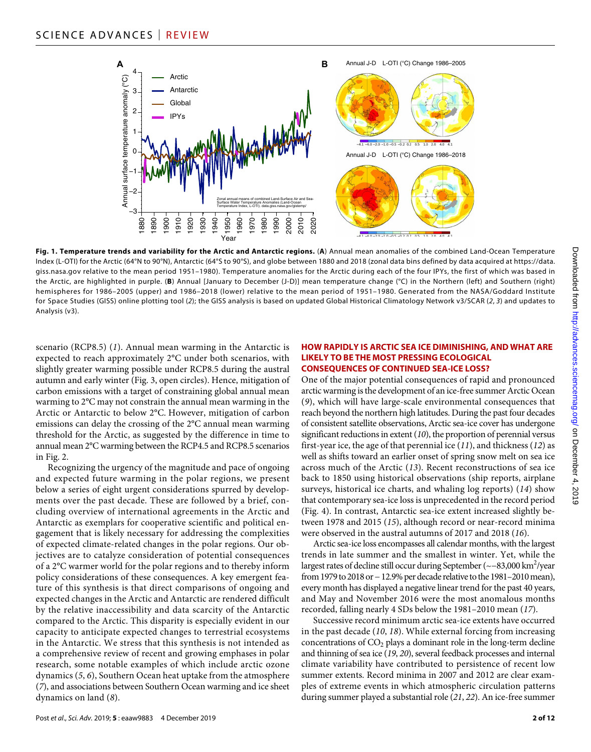**Fig. 1. Temperature trends and variability for the Arctic and Antarctic regions.** (**A**) Annual mean anomalies of the combined Land-Ocean Temperature Index (L-OTI) for the Arctic (64°N to 90°N), Antarctic (64°S to 90°S), and globe between 1880 and 2018 (zonal data bins defined by data acquired at https://data.giss.nasa.gov relative to the mean period 1951–1980). Temperature anomalies for the Arctic during each of the four IPYs, the first of which was based in the Arctic, are highlighted in purple. (**B**) Annual [January to December (J-D)] mean temperature change (°C) in the Northern (left) and Southern (right) hemispheres for 1986–2005 (upper) and 1986–2018 (lower) relative to the mean period of 1951–1980. Generated from the NASA/Goddard Institute for Space Studies (GISS) online plotting tool (*2*); the GISS analysis is based on updated Global Historical Climatology Network v3/SCAR (*2*, *3*) and updates to Analysis (v3).

scenario (RCP8.5) (*1*). Annual mean warming in the Antarctic is expected to reach approximately 2°C under both scenarios, with slightly greater warming possible under RCP8.5 during the austral autumn and early winter (Fig. 3, open circles). Hence, mitigation of carbon emissions with a target of constraining global annual mean warming to 2°C may not constrain the annual mean warming in the Arctic or Antarctic to below 2°C. However, mitigation of carbon emissions can delay the crossing of the 2°C annual mean warming threshold for the Arctic, as suggested by the difference in time to annual mean 2°C warming between the RCP4.5 and RCP8.5 scenarios in Fig. 2.

Recognizing the urgency of the magnitude and pace of ongoing and expected future warming in the polar regions, we present below a series of eight urgent considerations spurred by developments over the past decade. These are followed by a brief, concluding overview of international agreements in the Arctic and Antarctic as exemplars for cooperative scientific and political engagement that is likely necessary for addressing the complexities of expected climate-related changes in the polar regions. Our objectives are to catalyze consideration of potential consequences of a 2°C warmer world for the polar regions and to thereby inform policy considerations of these consequences. A key emergent feature of this synthesis is that direct comparisons of ongoing and expected changes in the Arctic and Antarctic are rendered difficult by the relative inaccessibility and data scarcity of the Antarctic compared to the Arctic. This disparity is especially evident in our capacity to anticipate expected changes to terrestrial ecosystems in the Antarctic. We stress that this synthesis is not intended as a comprehensive review of recent and growing emphases in polar research, some notable examples of which include arctic ozone dynamics (*5*, *6*), Southern Ocean heat uptake from the atmosphere (*7*), and associations between Southern Ocean warming and ice sheet dynamics on land (*8*).

## HOW RAPIDLY IS ARCTIC SEA ICE DIMINISHING, AND WHAT ARE LIKELY TO BE THE MOST PRESSING ECOLOGICAL CONSEQUENCES OF CONTINUED SEA-ICE LOSS?

One of the major potential consequences of rapid and pronounced arctic warming is the development of an ice-free summer Arctic Ocean (*9*), which will have large-scale environmental consequences that reach beyond the northern high latitudes. During the past four decades of consistent satellite observations, Arctic sea-ice cover has undergone significant reductions in extent (*10*), the proportion of perennial versus first-year ice, the age of that perennial ice (*11*), and thickness (*12*) as well as shifts toward an earlier onset of spring snow melt on sea ice across much of the Arctic (*13*). Recent reconstructions of sea ice back to 1850 using historical observations (ship reports, airplane surveys, historical ice charts, and whaling log reports) (*14*) show that contemporary sea-ice loss is unprecedented in the record period (Fig. 4). In contrast, Antarctic sea-ice extent increased slightly between 1978 and 2015 (*15*), although record or near-record minima were observed in the austral autumns of 2017 and 2018 (*16*).

Arctic sea-ice loss encompasses all calendar months, with the largest trends in late summer and the smallest in winter. Yet, while the largest rates of decline still occur during September (~−83,000 $km^2$/year from 1979 to 2018 or −12.9% per decade relative to the 1981–2010 mean), every month has displayed a negative linear trend for the past 40 years, and May and November 2016 were the most anomalous months recorded, falling nearly 4 SDs below the 1981–2010 mean (*17*).

Successive record minimum arctic sea-ice extents have occurred in the past decade (*10*, *18*). While external forcing from increasing concentrations of $CO_2$ plays a dominant role in the long-term decline and thinning of sea ice (*19*, *20*), several feedback processes and internal climate variability have contributed to persistence of recent low summer extents. Record minima in 2007 and 2012 are clear examples of extreme events in which atmospheric circulation patterns during summer played a substantial role (*21*, *22*). An ice-free summer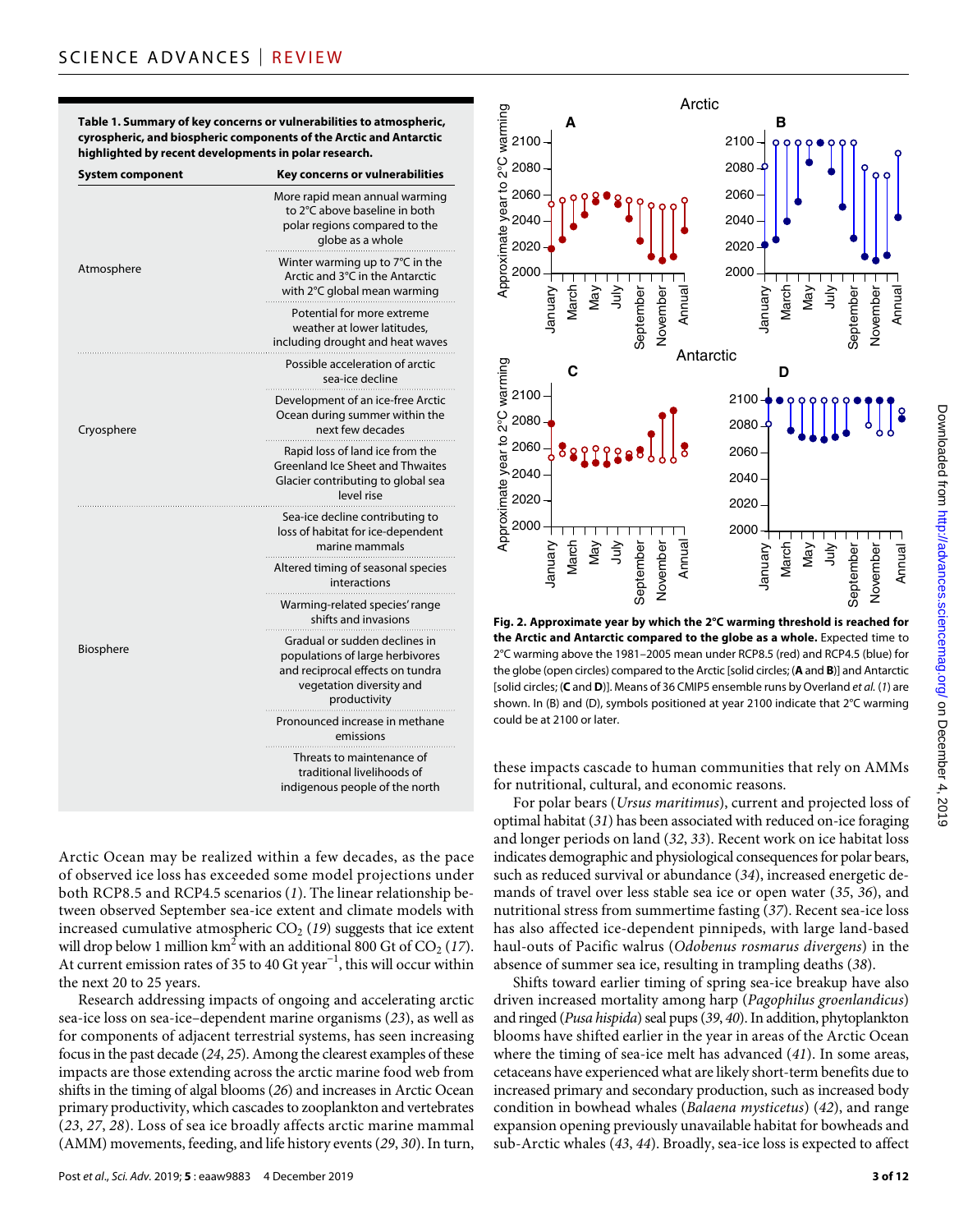**Table 1. Summary of key concerns or vulnerabilities to atmospheric, cyrospheric, and biospheric components of the Arctic and Antarctic highlighted by recent developments in polar research.**

| System component | Key concerns or vulnerabilities |
|---|---|
| Atmosphere | More rapid mean annual warming to 2°C above baseline in both polar regions compared to the globe as a whole |
| | Winter warming up to 7°C in the Arctic and 3°C in the Antarctic with 2°C global mean warming |
| | Potential for more extreme weather at lower latitudes, including drought and heat waves |
| Cryosphere | Possible acceleration of arctic sea-ice decline |
| | Development of an ice-free Arctic Ocean during summer within the next few decades |
| | Rapid loss of land ice from the Greenland Ice Sheet and Thwaites Glacier contributing to global sea level rise |
| Biosphere | Sea-ice decline contributing to loss of habitat for ice-dependent marine mammals |
| | Altered timing of seasonal species interactions |
| | Warming-related species' range shifts and invasions |
| | Gradual or sudden declines in populations of large herbivores and reciprocal effects on tundra vegetation diversity and productivity |
| | Pronounced increase in methane emissions |
| | Threats to maintenance of traditional livelihoods of indigenous people of the north |

**Fig. 2. Approximate year by which the 2°C warming threshold is reached for the Arctic and Antarctic compared to the globe as a whole.** Expected time to 2°C warming above the 1981–2005 mean under RCP8.5 (red) and RCP4.5 (blue) for the globe (open circles) compared to the Arctic [solid circles; (**A** and **B**)] and Antarctic [solid circles; (**C** and **D**)]. Means of 36 CMIP5 ensemble runs by Overland *et al.* (*1*) are shown. In (B) and (D), symbols positioned at year 2100 indicate that 2°C warming could be at 2100 or later.

Arctic Ocean may be realized within a few decades, as the pace of observed ice loss has exceeded some model projections under both RCP8.5 and RCP4.5 scenarios (*1*). The linear relationship between observed September sea-ice extent and climate models with increased cumulative atmospheric $CO_2$ (*19*) suggests that ice extent will drop below 1 million $km^2$ with an additional 800 Gt of $CO_2$ (*17*). At current emission rates of 35 to 40 Gt $year^{-1}$, this will occur within the next 20 to 25 years.

Research addressing impacts of ongoing and accelerating arctic sea-ice loss on sea-ice–dependent marine organisms (*23*), as well as for components of adjacent terrestrial systems, has seen increasing focus in the past decade (*24*, *25*). Among the clearest examples of these impacts are those extending across the arctic marine food web from shifts in the timing of algal blooms (*26*) and increases in Arctic Ocean primary productivity, which cascades to zooplankton and vertebrates (*23*, *27*, *28*). Loss of sea ice broadly affects arctic marine mammal (AMM) movements, feeding, and life history events (*29*, *30*). In turn, these impacts cascade to human communities that rely on AMMs for nutritional, cultural, and economic reasons.

For polar bears (*Ursus maritimus*), current and projected loss of optimal habitat (*31*) has been associated with reduced on-ice foraging and longer periods on land (*32*, *33*). Recent work on ice habitat loss indicates demographic and physiological consequences for polar bears, such as reduced survival or abundance (*34*), increased energetic demands of travel over less stable sea ice or open water (*35*, *36*), and nutritional stress from summertime fasting (*37*). Recent sea-ice loss has also affected ice-dependent pinnipeds, with large land-based haul-outs of Pacific walrus (*Odobenus rosmarus divergens*) in the absence of summer sea ice, resulting in trampling deaths (*38*).

Shifts toward earlier timing of spring sea-ice breakup have also driven increased mortality among harp (*Pagophilus groenlandicus*) and ringed (*Pusa hispida*) seal pups (*39*, *40*). In addition, phytoplankton blooms have shifted earlier in the year in areas of the Arctic Ocean where the timing of sea-ice melt has advanced (*41*). In some areas, cetaceans have experienced what are likely short-term benefits due to increased primary and secondary production, such as increased body condition in bowhead whales (*Balaena mysticetus*) (*42*), and range expansion opening previously unavailable habitat for bowheads and sub-Arctic whales (*43*, *44*). Broadly, sea-ice loss is expected to affect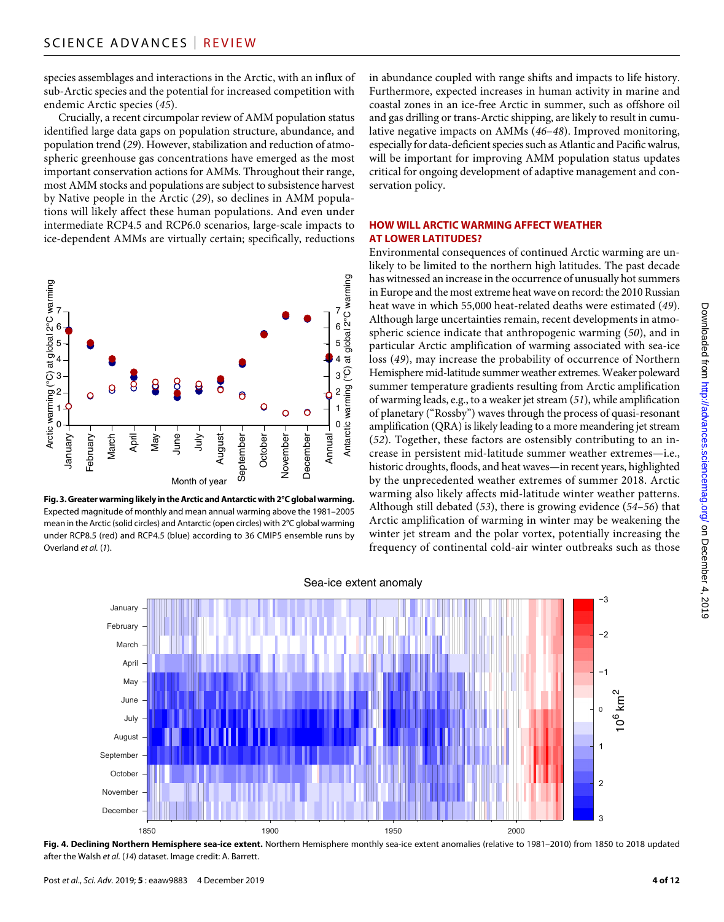species assemblages and interactions in the Arctic, with an influx of sub-Arctic species and the potential for increased competition with endemic Arctic species (*45*).

Crucially, a recent circumpolar review of AMM population status identified large data gaps on population structure, abundance, and population trend (*29*). However, stabilization and reduction of atmospheric greenhouse gas concentrations have emerged as the most important conservation actions for AMMs. Throughout their range, most AMM stocks and populations are subject to subsistence harvest by Native people in the Arctic (*29*), so declines in AMM populations will likely affect these human populations. And even under intermediate RCP4.5 and RCP6.0 scenarios, large-scale impacts to ice-dependent AMMs are virtually certain; specifically, reductions in abundance coupled with range shifts and impacts to life history. Furthermore, expected increases in human activity in marine and coastal zones in an ice-free Arctic in summer, such as offshore oil and gas drilling or trans-Arctic shipping, are likely to result in cumulative negative impacts on AMMs (*46*–*48*). Improved monitoring, especially for data-deficient species such as Atlantic and Pacific walrus, will be important for improving AMM population status updates critical for ongoing development of adaptive management and conservation policy.

**Fig. 3. Greater warming likely in the Arctic and Antarctic with 2°C global warming.** Expected magnitude of monthly and mean annual warming above the 1981–2005 mean in the Arctic (solid circles) and Antarctic (open circles) with 2°C global warming under RCP8.5 (red) and RCP4.5 (blue) according to 36 CMIP5 ensemble runs by Overland *et al.* (*1*).

## HOW WILL ARCTIC WARMING AFFECT WEATHER AT LOWER LATITUDES?

Environmental consequences of continued Arctic warming are unlikely to be limited to the northern high latitudes. The past decade has witnessed an increase in the occurrence of unusually hot summers in Europe and the most extreme heat wave on record: the 2010 Russian heat wave in which 55,000 heat-related deaths were estimated (*49*). Although large uncertainties remain, recent developments in atmospheric science indicate that anthropogenic warming (*50*), and in particular Arctic amplification of warming associated with sea-ice loss (*49*), may increase the probability of occurrence of Northern Hemisphere mid-latitude summer weather extremes. Weaker poleward summer temperature gradients resulting from Arctic amplification of warming leads, e.g., to a weaker jet stream (*51*), while amplification of planetary ("Rossby") waves through the process of quasi-resonant amplification (QRA) is likely leading to a more meandering jet stream (*52*). Together, these factors are ostensibly contributing to an increase in persistent mid-latitude summer weather extremes—i.e., historic droughts, floods, and heat waves—in recent years, highlighted by the unprecedented weather extremes of summer 2018. Arctic warming also likely affects mid-latitude winter weather patterns. Although still debated (*53*), there is growing evidence (*54*–*56*) that Arctic amplification of warming in winter may be weakening the winter jet stream and the polar vortex, potentially increasing the frequency of continental cold-air winter outbreaks such as those

**Fig. 4. Declining Northern Hemisphere sea-ice extent.** Northern Hemisphere monthly sea-ice extent anomalies (relative to 1981–2010) from 1850 to 2018 updated after the Walsh *et al.* (*14*) dataset. Image credit: A. Barrett.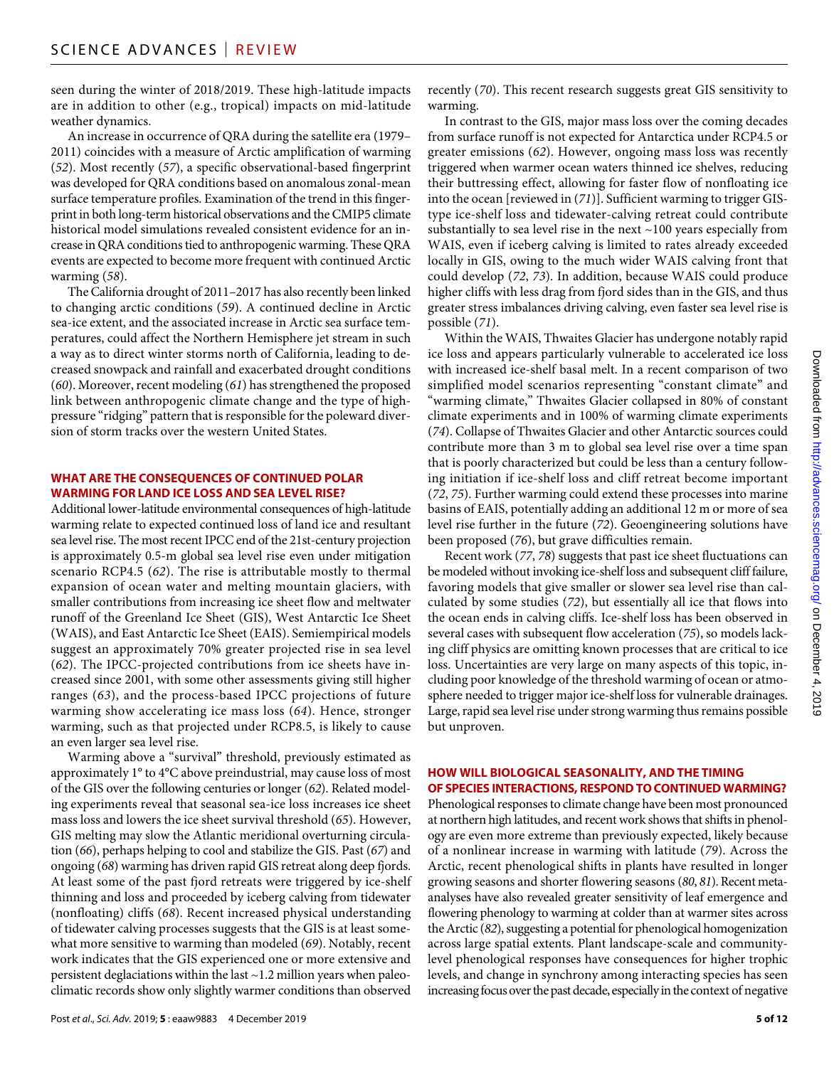seen during the winter of 2018/2019. These high-latitude impacts are in addition to other (e.g., tropical) impacts on mid-latitude weather dynamics.

An increase in occurrence of QRA during the satellite era (1979–2011) coincides with a measure of Arctic amplification of warming (*52*). Most recently (*57*), a specific observational-based fingerprint was developed for QRA conditions based on anomalous zonal-mean surface temperature profiles. Examination of the trend in this fingerprint in both long-term historical observations and the CMIP5 climate historical model simulations revealed consistent evidence for an increase in QRA conditions tied to anthropogenic warming. These QRA events are expected to become more frequent with continued Arctic warming (*58*).

The California drought of 2011–2017 has also recently been linked to changing arctic conditions (*59*). A continued decline in Arctic sea-ice extent, and the associated increase in Arctic sea surface temperatures, could affect the Northern Hemisphere jet stream in such a way as to direct winter storms north of California, leading to decreased snowpack and rainfall and exacerbated drought conditions (*60*). Moreover, recent modeling (*61*) has strengthened the proposed link between anthropogenic climate change and the type of high-pressure "ridging" pattern that is responsible for the poleward diversion of storm tracks over the western United States.

## WHAT ARE THE CONSEQUENCES OF CONTINUED POLAR WARMING FOR LAND ICE LOSS AND SEA LEVEL RISE?

Additional lower-latitude environmental consequences of high-latitude warming relate to expected continued loss of land ice and resultant sea level rise. The most recent IPCC end of the 21st-century projection is approximately 0.5-m global sea level rise even under mitigation scenario RCP4.5 (*62*). The rise is attributable mostly to thermal expansion of ocean water and melting mountain glaciers, with smaller contributions from increasing ice sheet flow and meltwater runoff of the Greenland Ice Sheet (GIS), West Antarctic Ice Sheet (WAIS), and East Antarctic Ice Sheet (EAIS). Semiempirical models suggest an approximately 70% greater projected rise in sea level (*62*). The IPCC-projected contributions from ice sheets have increased since 2001, with some other assessments giving still higher ranges (*63*), and the process-based IPCC projections of future warming show accelerating ice mass loss (*64*). Hence, stronger warming, such as that projected under RCP8.5, is likely to cause an even larger sea level rise.

Warming above a "survival" threshold, previously estimated as approximately 1° to 4°C above preindustrial, may cause loss of most of the GIS over the following centuries or longer (*62*). Related modeling experiments reveal that seasonal sea-ice loss increases ice sheet mass loss and lowers the ice sheet survival threshold (*65*). However, GIS melting may slow the Atlantic meridional overturning circulation (*66*), perhaps helping to cool and stabilize the GIS. Past (*67*) and ongoing (*68*) warming has driven rapid GIS retreat along deep fjords. At least some of the past fjord retreats were triggered by ice-shelf thinning and loss and proceeded by iceberg calving from tidewater (nonfloating) cliffs (*68*). Recent increased physical understanding of tidewater calving processes suggests that the GIS is at least somewhat more sensitive to warming than modeled (*69*). Notably, recent work indicates that the GIS experienced one or more extensive and persistent deglaciations within the last ~1.2 million years when paleoclimatic records show only slightly warmer conditions than observed recently (*70*). This recent research suggests great GIS sensitivity to warming.

In contrast to the GIS, major mass loss over the coming decades from surface runoff is not expected for Antarctica under RCP4.5 or greater emissions (*62*). However, ongoing mass loss was recently triggered when warmer ocean waters thinned ice shelves, reducing their buttressing effect, allowing for faster flow of nonfloating ice into the ocean [reviewed in (*71*)]. Sufficient warming to trigger GIS-type ice-shelf loss and tidewater-calving retreat could contribute substantially to sea level rise in the next ~100 years especially from WAIS, even if iceberg calving is limited to rates already exceeded locally in GIS, owing to the much wider WAIS calving front that could develop (*72*, *73*). In addition, because WAIS could produce higher cliffs with less drag from fjord sides than in the GIS, and thus greater stress imbalances driving calving, even faster sea level rise is possible (*71*).

Within the WAIS, Thwaites Glacier has undergone notably rapid ice loss and appears particularly vulnerable to accelerated ice loss with increased ice-shelf basal melt. In a recent comparison of two simplified model scenarios representing "constant climate" and "warming climate," Thwaites Glacier collapsed in 80% of constant climate experiments and in 100% of warming climate experiments (*74*). Collapse of Thwaites Glacier and other Antarctic sources could contribute more than 3 m to global sea level rise over a time span that is poorly characterized but could be less than a century following initiation if ice-shelf loss and cliff retreat become important (*72*, *75*). Further warming could extend these processes into marine basins of EAIS, potentially adding an additional 12 m or more of sea level rise further in the future (*72*). Geoengineering solutions have been proposed (*76*), but grave difficulties remain.

Recent work (*77*, *78*) suggests that past ice sheet fluctuations can be modeled without invoking ice-shelf loss and subsequent cliff failure, favoring models that give smaller or slower sea level rise than calculated by some studies (*72*), but essentially all ice that flows into the ocean ends in calving cliffs. Ice-shelf loss has been observed in several cases with subsequent flow acceleration (*75*), so models lacking cliff physics are omitting known processes that are critical to ice loss. Uncertainties are very large on many aspects of this topic, including poor knowledge of the threshold warming of ocean or atmosphere needed to trigger major ice-shelf loss for vulnerable drainages. Large, rapid sea level rise under strong warming thus remains possible but unproven.

## HOW WILL BIOLOGICAL SEASONALITY, AND THE TIMING OF SPECIES INTERACTIONS, RESPOND TO CONTINUED WARMING?

Phenological responses to climate change have been most pronounced at northern high latitudes, and recent work shows that shifts in phenology are even more extreme than previously expected, likely because of a nonlinear increase in warming with latitude (*79*). Across the Arctic, recent phenological shifts in plants have resulted in longer growing seasons and shorter flowering seasons (*80*, *81*). Recent meta-analyses have also revealed greater sensitivity of leaf emergence and flowering phenology to warming at colder than at warmer sites across the Arctic (*82*), suggesting a potential for phenological homogenization across large spatial extents. Plant landscape-scale and community-level phenological responses have consequences for higher trophic levels, and change in synchrony among interacting species has seen increasing focus over the past decade, especially in the context of negative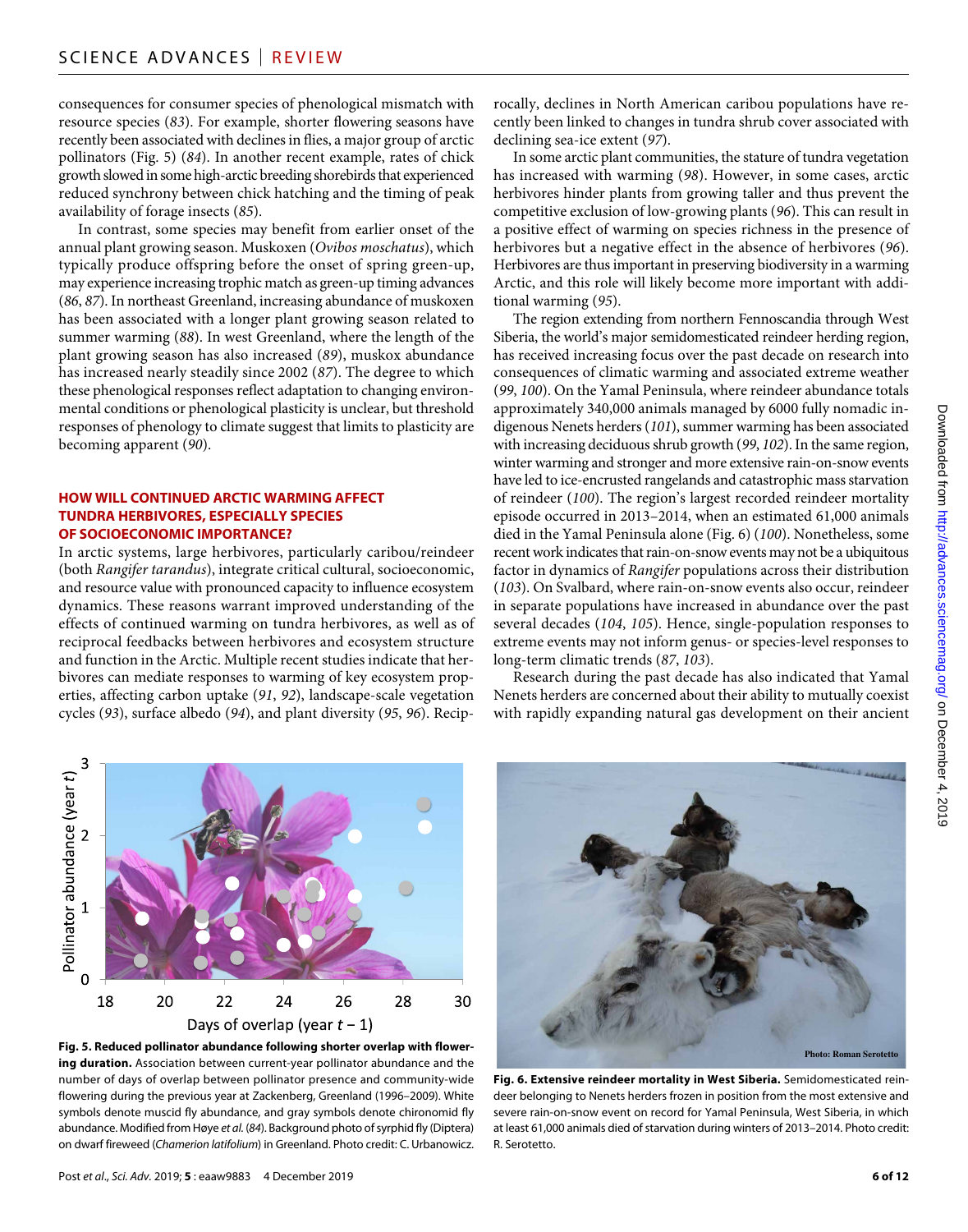consequences for consumer species of phenological mismatch with resource species (*83*). For example, shorter flowering seasons have recently been associated with declines in flies, a major group of arctic pollinators (Fig. 5) (*84*). In another recent example, rates of chick growth slowed in some high-arctic breeding shorebirds that experienced reduced synchrony between chick hatching and the timing of peak availability of forage insects (*85*).

In contrast, some species may benefit from earlier onset of the annual plant growing season. Muskoxen (*Ovibos moschatus*), which typically produce offspring before the onset of spring green-up, may experience increasing trophic match as green-up timing advances (*86*, *87*). In northeast Greenland, increasing abundance of muskoxen has been associated with a longer plant growing season related to summer warming (*88*). In west Greenland, where the length of the plant growing season has also increased (*89*), muskox abundance has increased nearly steadily since 2002 (*87*). The degree to which these phenological responses reflect adaptation to changing environmental conditions or phenological plasticity is unclear, but threshold responses of phenology to climate suggest that limits to plasticity are becoming apparent (*90*).

## HOW WILL CONTINUED ARCTIC WARMING AFFECT TUNDRA HERBIVORES, ESPECIALLY SPECIES OF SOCIOECONOMIC IMPORTANCE?

In arctic systems, large herbivores, particularly caribou/reindeer (both *Rangifer tarandus*), integrate critical cultural, socioeconomic, and resource value with pronounced capacity to influence ecosystem dynamics. These reasons warrant improved understanding of the effects of continued warming on tundra herbivores, as well as of reciprocal feedbacks between herbivores and ecosystem structure and function in the Arctic. Multiple recent studies indicate that herbivores can mediate responses to warming of key ecosystem properties, affecting carbon uptake (*91*, *92*), landscape-scale vegetation cycles (*93*), surface albedo (*94*), and plant diversity (*95*, *96*). Reciprocally, declines in North American caribou populations have recently been linked to changes in tundra shrub cover associated with declining sea-ice extent (*97*).

In some arctic plant communities, the stature of tundra vegetation has increased with warming (*98*). However, in some cases, arctic herbivores hinder plants from growing taller and thus prevent the competitive exclusion of low-growing plants (*96*). This can result in a positive effect of warming on species richness in the presence of herbivores but a negative effect in the absence of herbivores (*96*). Herbivores are thus important in preserving biodiversity in a warming Arctic, and this role will likely become more important with additional warming (*95*).

The region extending from northern Fennoscandia through West Siberia, the world's major semidomesticated reindeer herding region, has received increasing focus over the past decade on research into consequences of climatic warming and associated extreme weather (*99*, *100*). On the Yamal Peninsula, where reindeer abundance totals approximately 340,000 animals managed by 6000 fully nomadic indigenous Nenets herders (*101*), summer warming has been associated with increasing deciduous shrub growth (*99*, *102*). In the same region, winter warming and stronger and more extensive rain-on-snow events have led to ice-encrusted rangelands and catastrophic mass starvation of reindeer (*100*). The region's largest recorded reindeer mortality episode occurred in 2013–2014, when an estimated 61,000 animals died in the Yamal Peninsula alone (Fig. 6) (*100*). Nonetheless, some recent work indicates that rain-on-snow events may not be a ubiquitous factor in dynamics of *Rangifer* populations across their distribution (*103*). On Svalbard, where rain-on-snow events also occur, reindeer in separate populations have increased in abundance over the past several decades (*104*, *105*). Hence, single-population responses to extreme events may not inform genus- or species-level responses to long-term climatic trends (*87*, *103*).

Research during the past decade has also indicated that Yamal Nenets herders are concerned about their ability to mutually coexist with rapidly expanding natural gas development on their ancient

**Fig. 5. Reduced pollinator abundance following shorter overlap with flowering duration.** Association between current-year pollinator abundance and the number of days of overlap between pollinator presence and community-wide flowering during the previous year at Zackenberg, Greenland (1996–2009). White symbols denote muscid fly abundance, and gray symbols denote chironomid fly abundance. Modified from Høye *et al.* (*84*). Background photo of syrphid fly (Diptera) on dwarf fireweed (*Chamerion latifolium*) in Greenland. Photo credit: C. Urbanowicz.

**Fig. 6. Extensive reindeer mortality in West Siberia.** Semidomesticated reindeer belonging to Nenets herders frozen in position from the most extensive and severe rain-on-snow event on record for Yamal Peninsula, West Siberia, in which at least 61,000 animals died of starvation during winters of 2013–2014. Photo credit: R. Serotetto.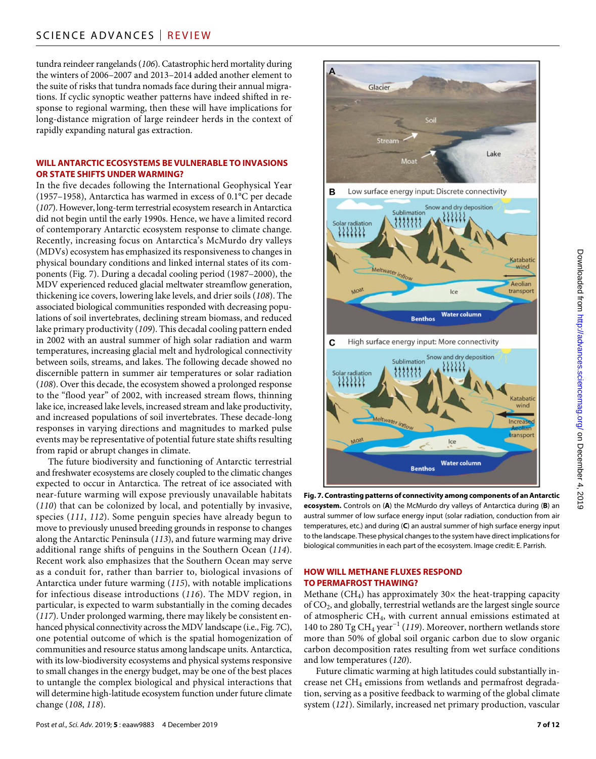tundra reindeer rangelands (*106*). Catastrophic herd mortality during the winters of 2006–2007 and 2013–2014 added another element to the suite of risks that tundra nomads face during their annual migrations. If cyclic synoptic weather patterns have indeed shifted in response to regional warming, then these will have implications for long-distance migration of large reindeer herds in the context of rapidly expanding natural gas extraction.

## WILL ANTARCTIC ECOSYSTEMS BE VULNERABLE TO INVASIONS OR STATE SHIFTS UNDER WARMING?

In the five decades following the International Geophysical Year (1957–1958), Antarctica has warmed in excess of 0.1°C per decade (*107*). However, long-term terrestrial ecosystem research in Antarctica did not begin until the early 1990s. Hence, we have a limited record of contemporary Antarctic ecosystem response to climate change. Recently, increasing focus on Antarctica's McMurdo dry valleys (MDVs) ecosystem has emphasized its responsiveness to changes in physical boundary conditions and linked internal states of its components (Fig. 7). During a decadal cooling period (1987–2000), the MDV experienced reduced glacial meltwater streamflow generation, thickening ice covers, lowering lake levels, and drier soils (*108*). The associated biological communities responded with decreasing populations of soil invertebrates, declining stream biomass, and reduced lake primary productivity (*109*). This decadal cooling pattern ended in 2002 with an austral summer of high solar radiation and warm temperatures, increasing glacial melt and hydrological connectivity between soils, streams, and lakes. The following decade showed no discernible pattern in summer air temperatures or solar radiation (*108*). Over this decade, the ecosystem showed a prolonged response to the "flood year" of 2002, with increased stream flows, thinning lake ice, increased lake levels, increased stream and lake productivity, and increased populations of soil invertebrates. These decade-long responses in varying directions and magnitudes to marked pulse events may be representative of potential future state shifts resulting from rapid or abrupt changes in climate.

The future biodiversity and functioning of Antarctic terrestrial and freshwater ecosystems are closely coupled to the climatic changes expected to occur in Antarctica. The retreat of ice associated with near-future warming will expose previously unavailable habitats (*110*) that can be colonized by local, and potentially by invasive, species (*111*, *112*). Some penguin species have already begun to move to previously unused breeding grounds in response to changes along the Antarctic Peninsula (*113*), and future warming may drive additional range shifts of penguins in the Southern Ocean (*114*). Recent work also emphasizes that the Southern Ocean may serve as a conduit for, rather than barrier to, biological invasions of Antarctica under future warming (*115*), with notable implications for infectious disease introductions (*116*). The MDV region, in particular, is expected to warm substantially in the coming decades (*117*). Under prolonged warming, there may likely be consistent enhanced physical connectivity across the MDV landscape (i.e., Fig. 7C), one potential outcome of which is the spatial homogenization of communities and resource status among landscape units. Antarctica, with its low-biodiversity ecosystems and physical systems responsive to small changes in the energy budget, may be one of the best places to untangle the complex biological and physical interactions that will determine high-latitude ecosystem function under future climate change (*108*, *118*).

**Fig. 7. Contrasting patterns of connectivity among components of an Antarctic ecosystem.** Controls on (**A**) the McMurdo dry valleys of Antarctica during (**B**) an austral summer of low surface energy input (solar radiation, conduction from air temperatures, etc.) and during (**C**) an austral summer of high surface energy input to the landscape. These physical changes to the system have direct implications for biological communities in each part of the ecosystem. Image credit: E. Parrish.

## HOW WILL METHANE FLUXES RESPOND TO PERMAFROST THAWING?

Methane ($CH_4$) has approximately 30× the heat-trapping capacity of $CO_2$, and globally, terrestrial wetlands are the largest single source of atmospheric $CH_4$, with current annual emissions estimated at 140 to 280 Tg $CH_4$ $year^{-1}$ (*119*). Moreover, northern wetlands store more than 50% of global soil organic carbon due to slow organic carbon decomposition rates resulting from wet surface conditions and low temperatures (*120*).

Future climatic warming at high latitudes could substantially increase net $CH_4$ emissions from wetlands and permafrost degradation, serving as a positive feedback to warming of the global climate system (*121*). Similarly, increased net primary production, vascular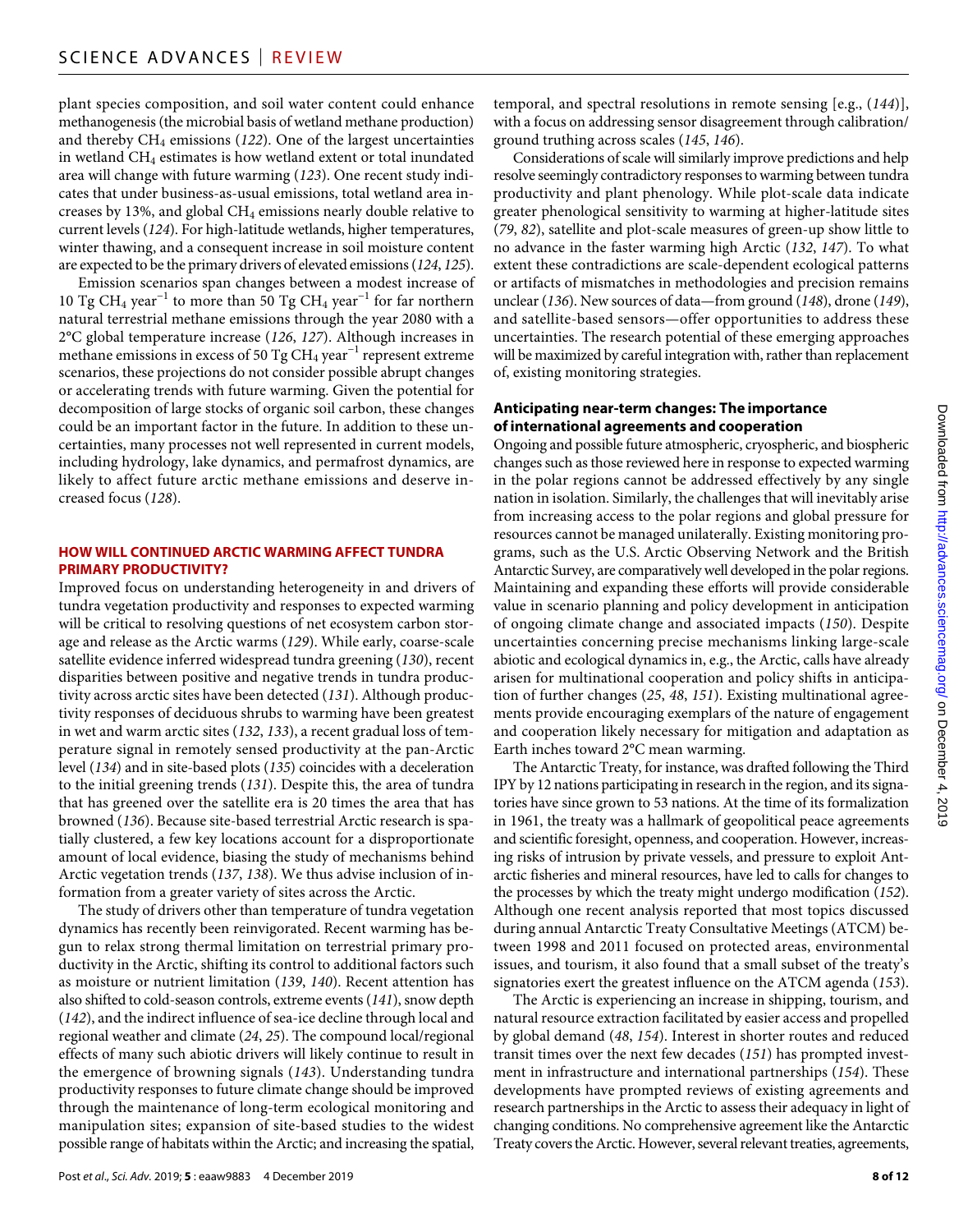plant species composition, and soil water content could enhance methanogenesis (the microbial basis of wetland methane production) and thereby $CH_4$ emissions (*122*). One of the largest uncertainties in wetland $CH_4$ estimates is how wetland extent or total inundated area will change with future warming (*123*). One recent study indicates that under business-as-usual emissions, total wetland area increases by 13%, and global $CH_4$ emissions nearly double relative to current levels (*124*). For high-latitude wetlands, higher temperatures, winter thawing, and a consequent increase in soil moisture content are expected to be the primary drivers of elevated emissions (*124*, *125*).

Emission scenarios span changes between a modest increase of 10 Tg $CH_4$ year$^{-1}$ to more than 50 Tg $CH_4$ year$^{-1}$ for far northern natural terrestrial methane emissions through the year 2080 with a 2°C global temperature increase (*126*, *127*). Although increases in methane emissions in excess of 50 Tg $CH_4$ year$^{-1}$ represent extreme scenarios, these projections do not consider possible abrupt changes or accelerating trends with future warming. Given the potential for decomposition of large stocks of organic soil carbon, these changes could be an important factor in the future. In addition to these uncertainties, many processes not well represented in current models, including hydrology, lake dynamics, and permafrost dynamics, are likely to affect future arctic methane emissions and deserve increased focus (*128*).

## HOW WILL CONTINUED ARCTIC WARMING AFFECT TUNDRA PRIMARY PRODUCTIVITY?

Improved focus on understanding heterogeneity in and drivers of tundra vegetation productivity and responses to expected warming will be critical to resolving questions of net ecosystem carbon storage and release as the Arctic warms (*129*). While early, coarse-scale satellite evidence inferred widespread tundra greening (*130*), recent disparities between positive and negative trends in tundra productivity across arctic sites have been detected (*131*). Although productivity responses of deciduous shrubs to warming have been greatest in wet and warm arctic sites (*132*, *133*), a recent gradual loss of temperature signal in remotely sensed productivity at the pan-Arctic level (*134*) and in site-based plots (*135*) coincides with a deceleration to the initial greening trends (*131*). Despite this, the area of tundra that has greened over the satellite era is 20 times the area that has browned (*136*). Because site-based terrestrial Arctic research is spatially clustered, a few key locations account for a disproportionate amount of local evidence, biasing the study of mechanisms behind Arctic vegetation trends (*137*, *138*). We thus advise inclusion of information from a greater variety of sites across the Arctic.

The study of drivers other than temperature of tundra vegetation dynamics has recently been reinvigorated. Recent warming has begun to relax strong thermal limitation on terrestrial primary productivity in the Arctic, shifting its control to additional factors such as moisture or nutrient limitation (*139*, *140*). Recent attention has also shifted to cold-season controls, extreme events (*141*), snow depth (*142*), and the indirect influence of sea-ice decline through local and regional weather and climate (*24*, *25*). The compound local/regional effects of many such abiotic drivers will likely continue to result in the emergence of browning signals (*143*). Understanding tundra productivity responses to future climate change should be improved through the maintenance of long-term ecological monitoring and manipulation sites; expansion of site-based studies to the widest possible range of habitats within the Arctic; and increasing the spatial, temporal, and spectral resolutions in remote sensing [e.g., (*144*)], with a focus on addressing sensor disagreement through calibration/ground truthing across scales (*145*, *146*).

Considerations of scale will similarly improve predictions and help resolve seemingly contradictory responses to warming between tundra productivity and plant phenology. While plot-scale data indicate greater phenological sensitivity to warming at higher-latitude sites (*79*, *82*), satellite and plot-scale measures of green-up show little to no advance in the faster warming high Arctic (*132*, *147*). To what extent these contradictions are scale-dependent ecological patterns or artifacts of mismatches in methodologies and precision remains unclear (*136*). New sources of data—from ground (*148*), drone (*149*), and satellite-based sensors—offer opportunities to address these uncertainties. The research potential of these emerging approaches will be maximized by careful integration with, rather than replacement of, existing monitoring strategies.

### Anticipating near-term changes: The importance of international agreements and cooperation

Ongoing and possible future atmospheric, cryospheric, and biospheric changes such as those reviewed here in response to expected warming in the polar regions cannot be addressed effectively by any single nation in isolation. Similarly, the challenges that will inevitably arise from increasing access to the polar regions and global pressure for resources cannot be managed unilaterally. Existing monitoring programs, such as the U.S. Arctic Observing Network and the British Antarctic Survey, are comparatively well developed in the polar regions. Maintaining and expanding these efforts will provide considerable value in scenario planning and policy development in anticipation of ongoing climate change and associated impacts (*150*). Despite uncertainties concerning precise mechanisms linking large-scale abiotic and ecological dynamics in, e.g., the Arctic, calls have already arisen for multinational cooperation and policy shifts in anticipation of further changes (*25*, *48*, *151*). Existing multinational agreements provide encouraging exemplars of the nature of engagement and cooperation likely necessary for mitigation and adaptation as Earth inches toward 2°C mean warming.

The Antarctic Treaty, for instance, was drafted following the Third IPY by 12 nations participating in research in the region, and its signatories have since grown to 53 nations. At the time of its formalization in 1961, the treaty was a hallmark of geopolitical peace agreements and scientific foresight, openness, and cooperation. However, increasing risks of intrusion by private vessels, and pressure to exploit Antarctic fisheries and mineral resources, have led to calls for changes to the processes by which the treaty might undergo modification (*152*). Although one recent analysis reported that most topics discussed during annual Antarctic Treaty Consultative Meetings (ATCM) between 1998 and 2011 focused on protected areas, environmental issues, and tourism, it also found that a small subset of the treaty's signatories exert the greatest influence on the ATCM agenda (*153*).

The Arctic is experiencing an increase in shipping, tourism, and natural resource extraction facilitated by easier access and propelled by global demand (*48*, *154*). Interest in shorter routes and reduced transit times over the next few decades (*151*) has prompted investment in infrastructure and international partnerships (*154*). These developments have prompted reviews of existing agreements and research partnerships in the Arctic to assess their adequacy in light of changing conditions. No comprehensive agreement like the Antarctic Treaty covers the Arctic. However, several relevant treaties, agreements,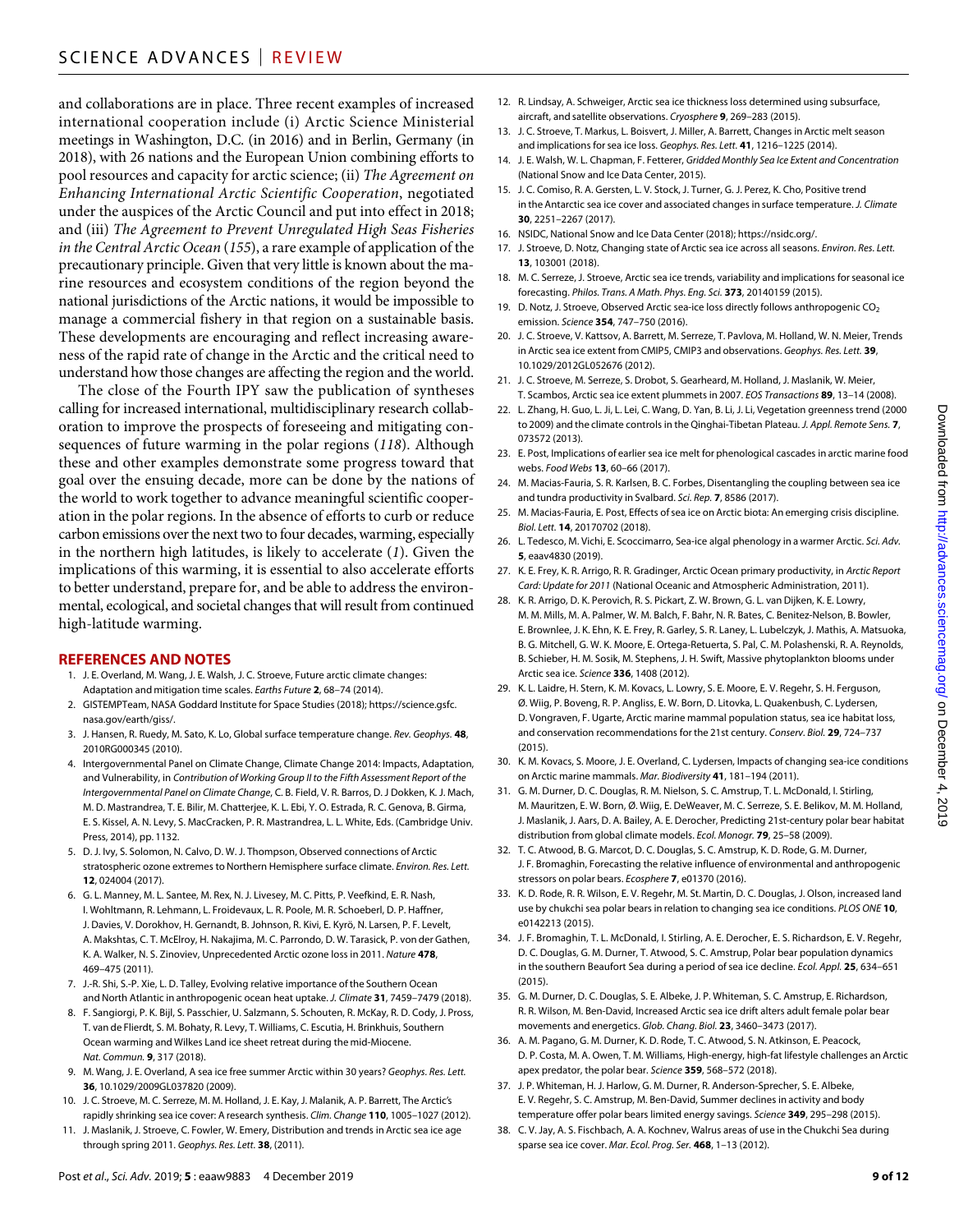and collaborations are in place. Three recent examples of increased international cooperation include (i) Arctic Science Ministerial meetings in Washington, D.C. (in 2016) and in Berlin, Germany (in 2018), with 26 nations and the European Union combining efforts to pool resources and capacity for arctic science; (ii) *The Agreement on Enhancing International Arctic Scientific Cooperation*, negotiated under the auspices of the Arctic Council and put into effect in 2018; and (iii) *The Agreement to Prevent Unregulated High Seas Fisheries in the Central Arctic Ocean* (*155*), a rare example of application of the precautionary principle. Given that very little is known about the marine resources and ecosystem conditions of the region beyond the national jurisdictions of the Arctic nations, it would be impossible to manage a commercial fishery in that region on a sustainable basis. These developments are encouraging and reflect increasing awareness of the rapid rate of change in the Arctic and the critical need to understand how those changes are affecting the region and the world.

The close of the Fourth IPY saw the publication of syntheses calling for increased international, multidisciplinary research collaboration to improve the prospects of foreseeing and mitigating consequences of future warming in the polar regions (*118*). Although these and other examples demonstrate some progress toward that goal over the ensuing decade, more can be done by the nations of the world to work together to advance meaningful scientific cooperation in the polar regions. In the absence of efforts to curb or reduce carbon emissions over the next two to four decades, warming, especially in the northern high latitudes, is likely to accelerate (*1*). Given the implications of this warming, it is essential to also accelerate efforts to better understand, prepare for, and be able to address the environmental, ecological, and societal changes that will result from continued high-latitude warming.

## REFERENCES AND NOTES

1. J. E. Overland, M. Wang, J. E. Walsh, J. C. Stroeve, Future arctic climate changes: Adaptation and mitigation time scales. *Earths Future* **2**, 68–74 (2014).
2. GISTEMPTeam, NASA Goddard Institute for Space Studies (2018); https://science.gsfc.nasa.gov/earth/giss/.
3. J. Hansen, R. Ruedy, M. Sato, K. Lo, Global surface temperature change. *Rev. Geophys.* **48**, 2010RG000345 (2010).
4. Intergovernmental Panel on Climate Change, Climate Change 2014: Impacts, Adaptation, and Vulnerability, in *Contribution of Working Group II to the Fifth Assessment Report of the Intergovernmental Panel on Climate Change*, C. B. Field, V. R. Barros, D. J Dokken, K. J. Mach, M. D. Mastrandrea, T. E. Bilir, M. Chatterjee, K. L. Ebi, Y. O. Estrada, R. C. Genova, B. Girma, E. S. Kissel, A. N. Levy, S. MacCracken, P. R. Mastrandrea, L. L. White, Eds. (Cambridge Univ. Press, 2014), pp. 1132.
5. D. J. Ivy, S. Solomon, N. Calvo, D. W. J. Thompson, Observed connections of Arctic stratospheric ozone extremes to Northern Hemisphere surface climate. *Environ. Res. Lett.* **12**, 024004 (2017).
6. G. L. Manney, M. L. Santee, M. Rex, N. J. Livesey, M. C. Pitts, P. Veefkind, E. R. Nash, I. Wohltmann, R. Lehmann, L. Froidevaux, L. R. Poole, M. R. Schoeberl, D. P. Haffner, J. Davies, V. Dorokhov, H. Gernandt, B. Johnson, R. Kivi, E. Kyrö, N. Larsen, P. F. Levelt, A. Makshtas, C. T. McElroy, H. Nakajima, M. C. Parrondo, D. W. Tarasick, P. von der Gathen, K. A. Walker, N. S. Zinoviev, Unprecedented Arctic ozone loss in 2011. *Nature* **478**, 469–475 (2011).
7. J.-R. Shi, S.-P. Xie, L. D. Talley, Evolving relative importance of the Southern Ocean and North Atlantic in anthropogenic ocean heat uptake. *J. Climate* **31**, 7459–7479 (2018).
8. F. Sangiorgi, P. K. Bijl, S. Passchier, U. Salzmann, S. Schouten, R. McKay, R. D. Cody, J. Pross, T. van de Flierdt, S. M. Bohaty, R. Levy, T. Williams, C. Escutia, H. Brinkhuis, Southern Ocean warming and Wilkes Land ice sheet retreat during the mid-Miocene. *Nat. Commun.* **9**, 317 (2018).
9. M. Wang, J. E. Overland, A sea ice free summer Arctic within 30 years? *Geophys. Res. Lett.* **36**, 10.1029/2009GL037820 (2009).
10. J. C. Stroeve, M. C. Serreze, M. M. Holland, J. E. Kay, J. Malanik, A. P. Barrett, The Arctic's rapidly shrinking sea ice cover: A research synthesis. *Clim. Change* **110**, 1005–1027 (2012).
11. J. Maslanik, J. Stroeve, C. Fowler, W. Emery, Distribution and trends in Arctic sea ice age through spring 2011. *Geophys. Res. Lett.* **38**, (2011).
12. R. Lindsay, A. Schweiger, Arctic sea ice thickness loss determined using subsurface, aircraft, and satellite observations. *Cryosphere* **9**, 269–283 (2015).
13. J. C. Stroeve, T. Markus, L. Boisvert, J. Miller, A. Barrett, Changes in Arctic melt season and implications for sea ice loss. *Geophys. Res. Lett.* **41**, 1216–1225 (2014).
14. J. E. Walsh, W. L. Chapman, F. Fetterer, *Gridded Monthly Sea Ice Extent and Concentration* (National Snow and Ice Data Center, 2015).
15. J. C. Comiso, R. A. Gersten, L. V. Stock, J. Turner, G. J. Perez, K. Cho, Positive trend in the Antarctic sea ice cover and associated changes in surface temperature. *J. Climate* **30**, 2251–2267 (2017).
16. NSIDC, National Snow and Ice Data Center (2018); https://nsidc.org/.
17. J. Stroeve, D. Notz, Changing state of Arctic sea ice across all seasons. *Environ. Res. Lett.* **13**, 103001 (2018).
18. M. C. Serreze, J. Stroeve, Arctic sea ice trends, variability and implications for seasonal ice forecasting. *Philos. Trans. A Math. Phys. Eng. Sci.* **373**, 20140159 (2015).
19. D. Notz, J. Stroeve, Observed Arctic sea-ice loss directly follows anthropogenic $CO_2$ emission. *Science* **354**, 747–750 (2016).
20. J. C. Stroeve, V. Kattsov, A. Barrett, M. Serreze, T. Pavlova, M. Holland, W. N. Meier, Trends in Arctic sea ice extent from CMIP5, CMIP3 and observations. *Geophys. Res. Lett.* **39**, 10.1029/2012GL052676 (2012).
21. J. C. Stroeve, M. Serreze, S. Drobot, S. Gearheard, M. Holland, J. Maslanik, W. Meier, T. Scambos, Arctic sea ice extent plummets in 2007. *EOS Transactions* **89**, 13–14 (2008).
22. L. Zhang, H. Guo, L. Ji, L. Lei, C. Wang, D. Yan, B. Li, J. Li, Vegetation greenness trend (2000 to 2009) and the climate controls in the Qinghai-Tibetan Plateau. *J. Appl. Remote Sens.* **7**, 073572 (2013).
23. E. Post, Implications of earlier sea ice melt for phenological cascades in arctic marine food webs. *Food Webs* **13**, 60–66 (2017).
24. M. Macias-Fauria, S. R. Karlsen, B. C. Forbes, Disentangling the coupling between sea ice and tundra productivity in Svalbard. *Sci. Rep.* **7**, 8586 (2017).
25. M. Macias-Fauria, E. Post, Effects of sea ice on Arctic biota: An emerging crisis discipline. *Biol. Lett.* **14**, 20170702 (2018).
26. L. Tedesco, M. Vichi, E. Scoccimarro, Sea-ice algal phenology in a warmer Arctic. *Sci. Adv.* **5**, eaav4830 (2019).
27. K. E. Frey, K. R. Arrigo, R. R. Gradinger, Arctic Ocean primary productivity, in *Arctic Report Card: Update for 2011* (National Oceanic and Atmospheric Administration, 2011).
28. K. R. Arrigo, D. K. Perovich, R. S. Pickart, Z. W. Brown, G. L. van Dijken, K. E. Lowry, M. M. Mills, M. A. Palmer, W. M. Balch, F. Bahr, N. R. Bates, C. Benitez-Nelson, B. Bowler, E. Brownlee, J. K. Ehn, K. E. Frey, R. Garley, S. R. Laney, L. Lubelczyk, J. Mathis, A. Matsuoka, B. G. Mitchell, G. W. K. Moore, E. Ortega-Retuerta, S. Pal, C. M. Polashenski, R. A. Reynolds, B. Schieber, H. M. Sosik, M. Stephens, J. H. Swift, Massive phytoplankton blooms under Arctic sea ice. *Science* **336**, 1408 (2012).
29. K. L. Laidre, H. Stern, K. M. Kovacs, L. Lowry, S. E. Moore, E. V. Regehr, S. H. Ferguson, Ø. Wiig, P. Boveng, R. P. Angliss, E. W. Born, D. Litovka, L. Quakenbush, C. Lydersen, D. Vongraven, F. Ugarte, Arctic marine mammal population status, sea ice habitat loss, and conservation recommendations for the 21st century. *Conserv. Biol.* **29**, 724–737 (2015).
30. K. M. Kovacs, S. Moore, J. E. Overland, C. Lydersen, Impacts of changing sea-ice conditions on Arctic marine mammals. *Mar. Biodiversity* **41**, 181–194 (2011).
31. G. M. Durner, D. C. Douglas, R. M. Nielson, S. C. Amstrup, T. L. McDonald, I. Stirling, M. Mauritzen, E. W. Born, Ø. Wiig, E. DeWeaver, M. C. Serreze, S. E. Belikov, M. M. Holland, J. Maslanik, J. Aars, D. A. Bailey, A. E. Derocher, Predicting 21st-century polar bear habitat distribution from global climate models. *Ecol. Monogr.* **79**, 25–58 (2009).
32. T. C. Atwood, B. G. Marcot, D. C. Douglas, S. C. Amstrup, K. D. Rode, G. M. Durner, J. F. Bromaghin, Forecasting the relative influence of environmental and anthropogenic stressors on polar bears. *Ecosphere* **7**, e01370 (2016).
33. K. D. Rode, R. R. Wilson, E. V. Regehr, M. St. Martin, D. C. Douglas, J. Olson, increased land use by chukchi sea polar bears in relation to changing sea ice conditions. *PLOS ONE* **10**, e0142213 (2015).
34. J. F. Bromaghin, T. L. McDonald, I. Stirling, A. E. Derocher, E. S. Richardson, E. V. Regehr, D. C. Douglas, G. M. Durner, T. Atwood, S. C. Amstrup, Polar bear population dynamics in the southern Beaufort Sea during a period of sea ice decline. *Ecol. Appl.* **25**, 634–651 (2015).
35. G. M. Durner, D. C. Douglas, S. E. Albeke, J. P. Whiteman, S. C. Amstrup, E. Richardson, R. R. Wilson, M. Ben-David, Increased Arctic sea ice drift alters adult female polar bear movements and energetics. *Glob. Chang. Biol.* **23**, 3460–3473 (2017).
36. A. M. Pagano, G. M. Durner, K. D. Rode, T. C. Atwood, S. N. Atkinson, E. Peacock, D. P. Costa, M. A. Owen, T. M. Williams, High-energy, high-fat lifestyle challenges an Arctic apex predator, the polar bear. *Science* **359**, 568–572 (2018).
37. J. P. Whiteman, H. J. Harlow, G. M. Durner, R. Anderson-Sprecher, S. E. Albeke, E. V. Regehr, S. C. Amstrup, M. Ben-David, Summer declines in activity and body temperature offer polar bears limited energy savings. *Science* **349**, 295–298 (2015).
38. C. V. Jay, A. S. Fischbach, A. A. Kochnev, Walrus areas of use in the Chukchi Sea during sparse sea ice cover. *Mar. Ecol. Prog. Ser.* **468**, 1–13 (2012).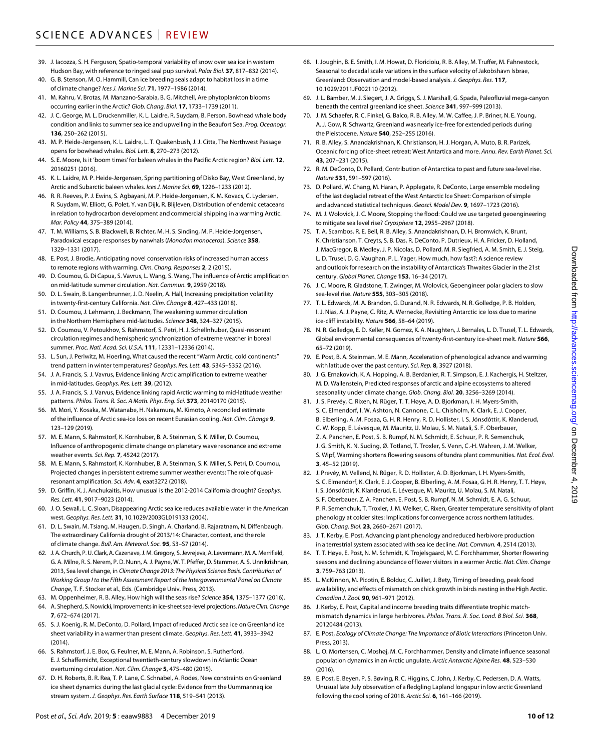39. J. Iacozza, S. H. Ferguson, Spatio-temporal variability of snow over sea ice in western Hudson Bay, with reference to ringed seal pup survival. *Polar Biol.* **37**, 817–832 (2014).
40. G. B. Stenson, M. O. Hammill, Can ice breeding seals adapt to habitat loss in a time of climate change? *Ices J. Marine Sci.* **71**, 1977–1986 (2014).
41. M. Kahru, V. Brotas, M. Manzano-Sarabia, B. G. Mitchell, Are phytoplankton blooms occurring earlier in the Arctic? *Glob. Chang. Biol.* **17**, 1733–1739 (2011).
42. J. C. George, M. L. Druckenmiller, K. L. Laidre, R. Suydam, B. Person, Bowhead whale body condition and links to summer sea ice and upwelling in the Beaufort Sea. *Prog. Oceanogr.* **136**, 250–262 (2015).
43. M. P. Heide-Jørgensen, K. L. Laidre, L. T. Quakenbush, J. J. Citta, The Northwest Passage opens for bowhead whales. *Biol. Lett.* **8**, 270–273 (2012).
44. S. E. Moore, Is it 'boom times' for baleen whales in the Pacific Arctic region? *Biol. Lett.* **12**, 20160251 (2016).
45. K. L. Laidre, M. P. Heide-Jørgensen, Spring partitioning of Disko Bay, West Greenland, by Arctic and Subarctic baleen whales. *Ices J. Marine Sci.* **69**, 1226–1233 (2012).
46. R. R. Reeves, P. J. Ewins, S. Agbayani, M. P. Heide-Jørgensen, K. M. Kovacs, C. Lydersen, R. Suydam, W. Elliott, G. Polet, Y. van Dijk, R. Blijleven, Distribution of endemic cetaceans in relation to hydrocarbon development and commercial shipping in a warming Arctic. *Mar. Policy* **44**, 375–389 (2014).
47. T. M. Williams, S. B. Blackwell, B. Richter, M. H. S. Sinding, M. P. Heide-Jorgensen, Paradoxical escape responses by narwhals (*Monodon monoceros*). *Science* **358**, 1329–1331 (2017).
48. E. Post, J. Brodie, Anticipating novel conservation risks of increased human access to remote regions with warming. *Clim. Chang. Responses* **2**, 2 (2015).
49. D. Coumou, G. Di Capua, S. Vavrus, L. Wang, S. Wang, The influence of Arctic amplification on mid-latitude summer circulation. *Nat. Commun.* **9**, 2959 (2018).
50. D. L. Swain, B. Langenbrunner, J. D. Neelin, A. Hall, Increasing precipitation volatility in twenty-first-century California. *Nat. Clim. Change* **8**, 427–433 (2018).
51. D. Coumou, J. Lehmann, J. Beckmann, The weakening summer circulation in the Northern Hemisphere mid-latitudes. *Science* **348**, 324–327 (2015).
52. D. Coumou, V. Petoukhov, S. Rahmstorf, S. Petri, H. J. Schellnhuber, Quasi-resonant circulation regimes and hemispheric synchronization of extreme weather in boreal summer. *Proc. Natl. Acad. Sci. U.S.A.* **111**, 12331–12336 (2014).
53. L. Sun, J. Perlwitz, M. Hoerling, What caused the recent "Warm Arctic, cold continents" trend pattern in winter temperatures? *Geophys. Res. Lett.* **43**, 5345–5352 (2016).
54. J. A. Francis, S. J. Vavrus, Evidence linking Arctic amplification to extreme weather in mid-latitudes. *Geophys. Res. Lett.* **39**, (2012).
55. J. A. Francis, S. J. Varvus, Evidence linking rapid Arctic warming to mid-latitude weather patterns. *Philos. Trans. R. Soc. A Math. Phys. Eng. Sci.* **373**, 20140170 (2015).
56. M. Mori, Y. Kosaka, M. Watanabe, H. Nakamura, M. Kimoto, A reconciled estimate of the influence of Arctic sea-ice loss on recent Eurasian cooling. *Nat. Clim. Change* **9**, 123–129 (2019).
57. M. E. Mann, S. Rahmstorf, K. Kornhuber, B. A. Steinman, S. K. Miller, D. Coumou, Influence of anthropogenic climate change on planetary wave resonance and extreme weather events. *Sci. Rep.* **7**, 45242 (2017).
58. M. E. Mann, S. Rahmstorf, K. Kornhuber, B. A. Steinman, S. K. Miller, S. Petri, D. Coumou, Projected changes in persistent extreme summer weather events: The role of quasi-resonant amplification. *Sci. Adv.* **4**, eaat3272 (2018).
59. D. Griffin, K. J. Anchukaitis, How unusual is the 2012-2014 California drought? *Geophys. Res. Lett.* **41**, 9017–9023 (2014).
60. J. O. Sewall, L. C. Sloan, Disappearing Arctic sea ice reduces available water in the American west. *Geophys. Res. Lett.* **31**, 10.1029/2003GL019133 (2004).
61. D. L. Swain, M. Tsiang, M. Haugen, D. Singh, A. Charland, B. Rajaratnam, N. Diffenbaugh, The extraordinary California drought of 2013/14: Character, context, and the role of climate change. *Bull. Am. Meteorol. Soc.* **95**, S3–S7 (2014).
62. J. A. Church, P. U. Clark, A. Cazenave, J. M. Gregory, S. Jevrejeva, A. Levermann, M. A. Merrifield, G. A. Milne, R. S. Nerem, P. D. Nunn, A. J. Payne, W. T. Pfeffer, D. Stammer, A. S. Unnikrishnan, 2013, Sea level change, in *Climate Change 2013: The Physical Science Basis. Contribution of Working Group I to the Fifth Assessment Report of the Intergovernmental Panel on Climate Change*, T. F. Stocker et al., Eds. (Cambridge Univ. Press, 2013).
63. M. Oppenheimer, R. B. Alley, How high will the seas rise? *Science* **354**, 1375–1377 (2016).
64. A. Shepherd, S. Nowicki, Improvements in ice-sheet sea-level projections. *Nature Clim. Change* **7**, 672–674 (2017).
65. S. J. Koenig, R. M. DeConto, D. Pollard, Impact of reduced Arctic sea ice on Greenland ice sheet variability in a warmer than present climate. *Geophys. Res. Lett.* **41**, 3933–3942 (2014).
66. S. Rahmstorf, J. E. Box, G. Feulner, M. E. Mann, A. Robinson, S. Rutherford, E. J. Schaffernicht, Exceptional twentieth-century slowdown in Atlantic Ocean overturning circulation. *Nat. Clim. Change* **5**, 475–480 (2015).
67. D. H. Roberts, B. R. Rea, T. P. Lane, C. Schnabel, A. Rodes, New constraints on Greenland ice sheet dynamics during the last glacial cycle: Evidence from the Uummannaq ice stream system. *J. Geophys. Res. Earth Surface* **118**, 519–541 (2013).
68. I. Joughin, B. E. Smith, I. M. Howat, D. Floricioiu, R. B. Alley, M. Truffer, M. Fahnestock, Seasonal to decadal scale variations in the surface velocity of Jakobshavn Isbrae, Greenland: Observation and model-based analysis. *J. Geophys. Res.* **117**, 10.1029/2011JF002110 (2012).
69. J. L. Bamber, M. J. Siegert, J. A. Griggs, S. J. Marshall, G. Spada, Paleofluvial mega-canyon beneath the central greenland ice sheet. *Science* **341**, 997–999 (2013).
70. J. M. Schaefer, R. C. Finkel, G. Balco, R. B. Alley, M. W. Caffee, J. P. Briner, N. E. Young, A. J. Gow, R. Schwartz, Greenland was nearly ice-free for extended periods during the Pleistocene. *Nature* **540**, 252–255 (2016).
71. R. B. Alley, S. Anandakrishnan, K. Christianson, H. J. Horgan, A. Muto, B. R. Parizek, Oceanic forcing of ice-sheet retreat: West Antartica and more. *Annu. Rev. Earth Planet. Sci.* **43**, 207–231 (2015).
72. R. M. DeConto, D. Pollard, Contribution of Antarctica to past and future sea-level rise. *Nature* **531**, 591–597 (2016).
73. D. Pollard, W. Chang, M. Haran, P. Applegate, R. DeConto, Large ensemble modeling of the last deglacial retreat of the West Antarctic Ice Sheet: Comparison of simple and advanced statistical techniques. *Geosci. Model Dev.* **9**, 1697–1723 (2016).
74. M. J. Wolovick, J. C. Moore, Stopping the flood: Could we use targeted geoengineering to mitigate sea level rise? *Cryosphere* **12**, 2955–2967 (2018).
75. T. A. Scambos, R. E. Bell, R. B. Alley, S. Anandakrishnan, D. H. Bromwich, K. Brunt, K. Christianson, T. Creyts, S. B. Das, R. DeConto, P. Dutrieux, H. A. Fricker, D. Holland, J. MacGregor, B. Medley, J. P. Nicolas, D. Pollard, M. R. Siegfried, A. M. Smith, E. J. Steig, L. D. Trusel, D. G. Vaughan, P. L. Yager, How much, how fast?: A science review and outlook for research on the instability of Antarctica's Thwaites Glacier in the 21st century. *Global Planet. Change* **153**, 16–34 (2017).
76. J. C. Moore, R. Gladstone, T. Zwinger, M. Wolovick, Geoengineer polar glaciers to slow sea-level rise. *Nature* **555**, 303–305 (2018).
77. T. L. Edwards, M. A. Brandon, G. Durand, N. R. Edwards, N. R. Golledge, P. B. Holden, I. J. Nias, A. J. Payne, C. Ritz, A. Wernecke, Revisiting Antarctic ice loss due to marine ice-cliff instability. *Nature* **566**, 58–64 (2019).
78. N. R. Golledge, E. D. Keller, N. Gomez, K. A. Naughten, J. Bernales, L. D. Trusel, T. L. Edwards, Global environmental consequences of twenty-first-century ice-sheet melt. *Nature* **566**, 65–72 (2019).
79. E. Post, B. A. Steinman, M. E. Mann, Acceleration of phenological advance and warming with latitude over the past century. *Sci. Rep.* **8**, 3927 (2018).
80. J. G. Ernakovich, K. A. Hopping, A. B. Berdanier, R. T. Simpson, E. J. Kachergis, H. Steltzer, M. D. Wallenstein, Predicted responses of arctic and alpine ecosystems to altered seasonality under climate change. *Glob. Chang. Biol.* **20**, 3256–3269 (2014).
81. J. S. Prevéy, C. Rixen, N. Rüger, T. T. Høye, A. D. Bjorkman, I. H. Myers-Smith, S. C. Elmendorf, I. W. Ashton, N. Cannone, C. L. Chisholm, K. Clark, E. J. Cooper, B. Elberling, A. M. Fosaa, G. H. R. Henry, R. D. Hollister, I. S. Jónsdóttir, K. Klanderud, C. W. Kopp, E. Lévesque, M. Mauritz, U. Molau, S. M. Natali, S. F. Oberbauer, Z. A. Panchen, E. Post, S. B. Rumpf, N. M. Schmidt, E. Schuur, P. R. Semenchuk, J. G. Smith, K. N. Suding, Ø. Totland, T. Troxler, S. Venn, C.-H. Wahren, J. M. Welker, S. Wipf, Warming shortens flowering seasons of tundra plant communities. *Nat. Ecol. Evol.* **3**, 45–52 (2019).
82. J. Prevéy, M. Vellend, N. Rüger, R. D. Hollister, A. D. Bjorkman, I. H. Myers-Smith, S. C. Elmendorf, K. Clark, E. J. Cooper, B. Elberling, A. M. Fosaa, G. H. R. Henry, T. T. Høye, I. S. Jónsdóttir, K. Klanderud, E. Lévesque, M. Mauritz, U. Molau, S. M. Natali, S. F. Oberbauer, Z. A. Panchen, E. Post, S. B. Rumpf, N. M. Schmidt, E. A. G. Schuur, P. R. Semenchuk, T. Troxler, J. M. Welker, C. Rixen, Greater temperature sensitivity of plant phenology at colder sites: Implications for convergence across northern latitudes. *Glob. Chang. Biol.* **23**, 2660–2671 (2017).
83. J. T. Kerby, E. Post, Advancing plant phenology and reduced herbivore production in a terrestrial system associated with sea ice decline. *Nat. Commun.* **4**, 2514 (2013).
84. T. T. Høye, E. Post, N. M. Schmidt, K. Trojelsgaard, M. C. Forchhammer, Shorter flowering seasons and declining abundance of flower visitors in a warmer Arctic. *Nat. Clim. Change* **3**, 759–763 (2013).
85. L. McKinnon, M. Picotin, E. Bolduc, C. Juillet, J. Bety, Timing of breeding, peak food availability, and effects of mismatch on chick growth in birds nesting in the High Arctic. *Canadian J. Zool.* **90**, 961–971 (2012).
86. J. Kerby, E. Post, Capital and income breeding traits differentiate trophic match-mismatch dynamics in large herbivores. *Philos. Trans. R. Soc. Lond. B Biol. Sci.* **368**, 20120484 (2013).
87. E. Post, *Ecology of Climate Change: The Importance of Biotic Interactions* (Princeton Univ. Press, 2013).
88. L. O. Mortensen, C. Moshøj, M. C. Forchhammer, Density and climate influence seasonal population dynamics in an Arctic ungulate. *Arctic Antarctic Alpine Res.* **48**, 523–530 (2016).
89. E. Post, E. Beyen, P. S. Bøving, R. C. Higgins, C. John, J. Kerby, C. Pedersen, D. A. Watts, Unusual late July observation of a fledgling Lapland longspur in low arctic Greenland following the cool spring of 2018. *Arctic Sci.* **6**, 161–166 (2019).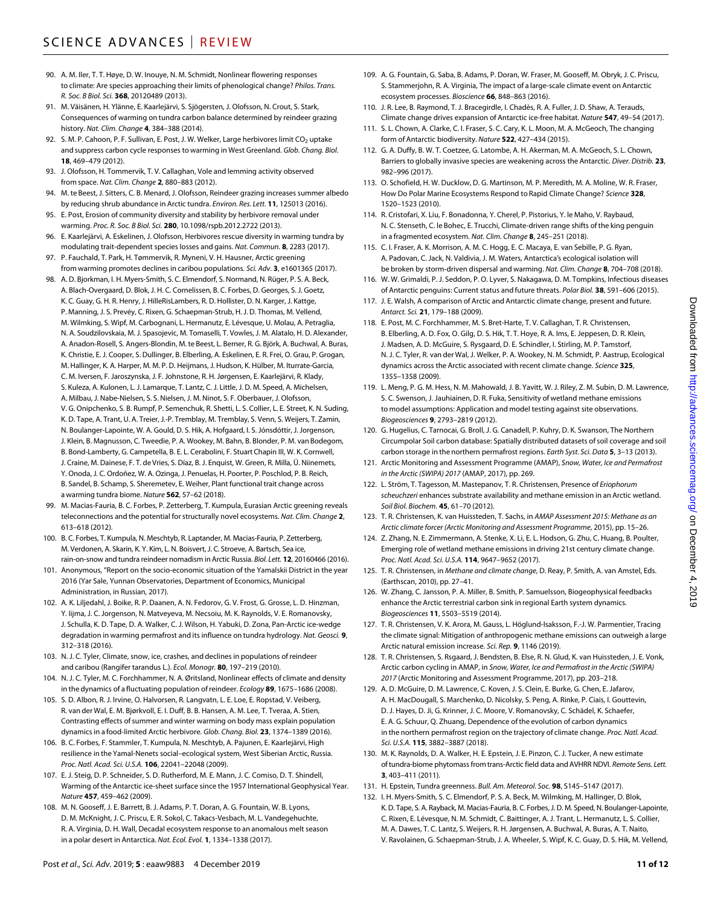90. A. M. Iler, T. T. Høye, D. W. Inouye, N. M. Schmidt, Nonlinear flowering responses to climate: Are species approaching their limits of phenological change? *Philos. Trans. R. Soc. B Biol. Sci.* **368**, 20120489 (2013).
91. M. Väisänen, H. Ylänne, E. Kaarlejärvi, S. Sjögersten, J. Olofsson, N. Crout, S. Stark, Consequences of warming on tundra carbon balance determined by reindeer grazing history. *Nat. Clim. Change* **4**, 384–388 (2014).
92. S. M. P. Cahoon, P. F. Sullivan, E. Post, J. W. Welker, Large herbivores limit $CO_2$ uptake and suppress carbon cycle responses to warming in West Greenland. *Glob. Chang. Biol.* **18**, 469–479 (2012).
93. J. Olofsson, H. Tommervik, T. V. Callaghan, Vole and lemming activity observed from space. *Nat. Clim. Change* **2**, 880–883 (2012).
94. M. te Beest, J. Sitters, C. B. Menard, J. Olofsson, Reindeer grazing increases summer albedo by reducing shrub abundance in Arctic tundra. *Environ. Res. Lett.* **11**, 125013 (2016).
95. E. Post, Erosion of community diversity and stability by herbivore removal under warming. *Proc. R. Soc. B Biol. Sci.* **280**, 10.1098/rspb.2012.2722 (2013).
96. E. Kaarlejärvi, A. Eskelinen, J. Olofsson, Herbivores rescue diversity in warming tundra by modulating trait-dependent species losses and gains. *Nat. Commun.* **8**, 2283 (2017).
97. P. Fauchald, T. Park, H. Tømmervik, R. Myneni, V. H. Hausner, Arctic greening from warming promotes declines in caribou populations. *Sci. Adv.* **3**, e1601365 (2017).
98. A. D. Bjorkman, I. H. Myers-Smith, S. C. Elmendorf, S. Normand, N. Rüger, P. S. A. Beck, A. Blach-Overgaard, D. Blok, J. H. C. Cornelissen, B. C. Forbes, D. Georges, S. J. Goetz, K. C. Guay, G. H. R. Henry, J. HilleRisLambers, R. D. Hollister, D. N. Karger, J. Kattge, P. Manning, J. S. Prevéy, C. Rixen, G. Schaepman-Strub, H. J. D. Thomas, M. Vellend, M. Wilmking, S. Wipf, M. Carbognani, L. Hermanutz, E. Lévesque, U. Molau, A. Petraglia, N. A. Soudzilovskaia, M. J. Spasojevic, M. Tomaselli, T. Vowles, J. M. Alatalo, H. D. Alexander, A. Anadon-Rosell, S. Angers-Blondin, M. te Beest, L. Berner, R. G. Björk, A. Buchwal, A. Buras, K. Christie, E. J. Cooper, S. Dullinger, B. Elberling, A. Eskelinen, E. R. Frei, O. Grau, P. Grogan, M. Hallinger, K. A. Harper, M. M. P. D. Heijmans, J. Hudson, K. Hülber, M. Iturrate-Garcia, C. M. Iversen, F. Jaroszynska, J. F. Johnstone, R. H. Jørgensen, E. Kaarlejärvi, R. Klady, S. Kuleza, A. Kulonen, L. J. Lamarque, T. Lantz, C. J. Little, J. D. M. Speed, A. Michelsen, A. Milbau, J. Nabe-Nielsen, S. S. Nielsen, J. M. Ninot, S. F. Oberbauer, J. Olofsson, V. G. Onipchenko, S. B. Rumpf, P. Semenchuk, R. Shetti, L. S. Collier, L. E. Street, K. N. Suding, K. D. Tape, A. Trant, U. A. Treier, J.-P. Tremblay, M. Tremblay, S. Venn, S. Weijers, T. Zamin, N. Boulanger-Lapointe, W. A. Gould, D. S. Hik, A. Hofgaard, I. S. Jónsdóttir, J. Jorgenson, J. Klein, B. Magnusson, C. Tweedie, P. A. Wookey, M. Bahn, B. Blonder, P. M. van Bodegom, B. Bond-Lamberty, G. Campetella, B. E. L. Cerabolini, F. Stuart Chapin III, W. K. Cornwell, J. Craine, M. Dainese, F. T. de Vries, S. Díaz, B. J. Enquist, W. Green, R. Milla, Ü. Niinemets, Y. Onoda, J. C. Ordoñez, W. A. Ozinga, J. Penuelas, H. Poorter, P. Poschlod, P. B. Reich, B. Sandel, B. Schamp, S. Sheremetev, E. Weiher, Plant functional trait change across a warming tundra biome. *Nature* **562**, 57–62 (2018).
99. M. Macias-Fauria, B. C. Forbes, P. Zetterberg, T. Kumpula, Eurasian Arctic greening reveals teleconnections and the potential for structurally novel ecosystems. *Nat. Clim. Change* **2**, 613–618 (2012).
100. B. C. Forbes, T. Kumpula, N. Meschtyb, R. Laptander, M. Macias-Fauria, P. Zetterberg, M. Verdonen, A. Skarin, K. Y. Kim, L. N. Boisvert, J. C. Stroeve, A. Bartsch, Sea ice, rain-on-snow and tundra reindeer nomadism in Arctic Russia. *Biol. Lett.* **12**, 20160466 (2016).
101. Anonymous, "Report on the socio-economic situation of the Yamalskii District in the year 2016 (Yar Sale, Yunnan Observatories, Department of Economics, Municipal Administration, in Russian, 2017).
102. A. K. Liljedahl, J. Boike, R. P. Daanen, A. N. Fedorov, G. V. Frost, G. Grosse, L. D. Hinzman, Y. Iijma, J. C. Jorgenson, N. Matveyeva, M. Necsoiu, M. K. Raynolds, V. E. Romanovsky, J. Schulla, K. D. Tape, D. A. Walker, C. J. Wilson, H. Yabuki, D. Zona, Pan-Arctic ice-wedge degradation in warming permafrost and its influence on tundra hydrology. *Nat. Geosci.* **9**, 312–318 (2016).
103. N. J. C. Tyler, Climate, snow, ice, crashes, and declines in populations of reindeer and caribou (Rangifer tarandus L.). *Ecol. Monogr.* **80**, 197–219 (2010).
104. N. J. C. Tyler, M. C. Forchhammer, N. A. Øritsland, Nonlinear effects of climate and density in the dynamics of a fluctuating population of reindeer. *Ecology* **89**, 1675–1686 (2008).
105. S. D. Albon, R. J. Irvine, O. Halvorsen, R. Langvatn, L. E. Loe, E. Ropstad, V. Veiberg, R. van der Wal, E. M. Bjørkvoll, E. I. Duff, B. B. Hansen, A. M. Lee, T. Tveraa, A. Stien, Contrasting effects of summer and winter warming on body mass explain population dynamics in a food-limited Arctic herbivore. *Glob. Chang. Biol.* **23**, 1374–1389 (2016).
106. B. C. Forbes, F. Stammler, T. Kumpula, N. Meschtyb, A. Pajunen, E. Kaarlejärvi, High resilience in the Yamal-Nenets social–ecological system, West Siberian Arctic, Russia. *Proc. Natl. Acad. Sci. U.S.A.* **106**, 22041–22048 (2009).
107. E. J. Steig, D. P. Schneider, S. D. Rutherford, M. E. Mann, J. C. Comiso, D. T. Shindell, Warming of the Antarctic ice-sheet surface since the 1957 International Geophysical Year. *Nature* **457**, 459–462 (2009).
108. M. N. Gooseff, J. E. Barrett, B. J. Adams, P. T. Doran, A. G. Fountain, W. B. Lyons, D. M. McKnight, J. C. Priscu, E. R. Sokol, C. Takacs-Vesbach, M. L. Vandegehuchte, R. A. Virginia, D. H. Wall, Decadal ecosystem response to an anomalous melt season in a polar desert in Antarctica. *Nat. Ecol. Evol.* **1**, 1334–1338 (2017).
109. A. G. Fountain, G. Saba, B. Adams, P. Doran, W. Fraser, M. Gooseff, M. Obryk, J. C. Priscu, S. Stammerjohn, R. A. Virginia, The impact of a large-scale climate event on Antarctic ecosystem processes. *Bioscience* **66**, 848–863 (2016).
110. J. R. Lee, B. Raymond, T. J. Bracegirdle, I. Chadès, R. A. Fuller, J. D. Shaw, A. Terauds, Climate change drives expansion of Antarctic ice-free habitat. *Nature* **547**, 49–54 (2017).
111. S. L. Chown, A. Clarke, C. I. Fraser, S. C. Cary, K. L. Moon, M. A. McGeoch, The changing form of Antarctic biodiversity. *Nature* **522**, 427–434 (2015).
112. G. A. Duffy, B. W. T. Coetzee, G. Latombe, A. H. Akerman, M. A. McGeoch, S. L. Chown, Barriers to globally invasive species are weakening across the Antarctic. *Diver. Distrib.* **23**, 982–996 (2017).
113. O. Schofield, H. W. Ducklow, D. G. Martinson, M. P. Meredith, M. A. Moline, W. R. Fraser, How Do Polar Marine Ecosystems Respond to Rapid Climate Change? *Science* **328**, 1520–1523 (2010).
114. R. Cristofari, X. Liu, F. Bonadonna, Y. Cherel, P. Pistorius, Y. le Maho, V. Raybaud, N. C. Stenseth, C. le Bohec, E. Trucchi, Climate-driven range shifts of the king penguin in a fragmented ecosystem. *Nat. Clim. Change* **8**, 245–251 (2018).
115. C. I. Fraser, A. K. Morrison, A. M. C. Hogg, E. C. Macaya, E. van Sebille, P. G. Ryan, A. Padovan, C. Jack, N. Valdivia, J. M. Waters, Antarctica's ecological isolation will be broken by storm-driven dispersal and warming. *Nat. Clim. Change* **8**, 704–708 (2018).
116. W. W. Grimaldi, P. J. Seddon, P. O. Lyver, S. Nakagawa, D. M. Tompkins, Infectious diseases of Antarctic penguins: Current status and future threats. *Polar Biol.* **38**, 591–606 (2015).
117. J. E. Walsh, A comparison of Arctic and Antarctic climate change, present and future. *Antarct. Sci.* **21**, 179–188 (2009).
118. E. Post, M. C. Forchhammer, M. S. Bret-Harte, T. V. Callaghan, T. R. Christensen, B. Elberling, A. D. Fox, O. Gilg, D. S. Hik, T. T. Hoye, R. A. Ims, E. Jeppesen, D. R. Klein, J. Madsen, A. D. McGuire, S. Rysgaard, D. E. Schindler, I. Stirling, M. P. Tamstorf, N. J. C. Tyler, R. van der Wal, J. Welker, P. A. Wookey, N. M. Schmidt, P. Aastrup, Ecological dynamics across the Arctic associated with recent climate change. *Science* **325**, 1355–1358 (2009).
119. L. Meng, P. G. M. Hess, N. M. Mahowald, J. B. Yavitt, W. J. Riley, Z. M. Subin, D. M. Lawrence, S. C. Swenson, J. Jauhiainen, D. R. Fuka, Sensitivity of wetland methane emissions to model assumptions: Application and model testing against site observations. *Biogeosciences* **9**, 2793–2819 (2012).
120. G. Hugelius, C. Tarnocai, G. Broll, J. G. Canadell, P. Kuhry, D. K. Swanson, The Northern Circumpolar Soil carbon database: Spatially distributed datasets of soil coverage and soil carbon storage in the northern permafrost regions. *Earth Syst. Sci. Data* **5**, 3–13 (2013).
121. Arctic Monitoring and Assessment Programme (AMAP), *Snow, Water, Ice and Permafrost in the Arctic (SWIPA) 2017* (AMAP, 2017), pp. 269.
122. L. Ström, T. Tagesson, M. Mastepanov, T. R. Christensen, Presence of *Eriophorum scheuchzeri* enhances substrate availability and methane emission in an Arctic wetland. *Soil Biol. Biochem.* **45**, 61–70 (2012).
123. T. R. Christensen, K. van Huissteden, T. Sachs, in *AMAP Assessment 2015: Methane as an Arctic climate forcer (Arctic Monitoring and Assessment Programme*, 2015), pp. 15–26.
124. Z. Zhang, N. E. Zimmermann, A. Stenke, X. Li, E. L. Hodson, G. Zhu, C. Huang, B. Poulter, Emerging role of wetland methane emissions in driving 21st century climate change. *Proc. Natl. Acad. Sci. U.S.A.* **114**, 9647–9652 (2017).
125. T. R. Christensen, in *Methane and climate change*, D. Reay, P. Smith, A. van Amstel, Eds. (Earthscan, 2010), pp. 27–41.
126. W. Zhang, C. Jansson, P. A. Miller, B. Smith, P. Samuelsson, Biogeophysical feedbacks enhance the Arctic terrestrial carbon sink in regional Earth system dynamics. *Biogeosciences* **11**, 5503–5519 (2014).
127. T. R. Christensen, V. K. Arora, M. Gauss, L. Höglund-Isaksson, F.-J. W. Parmentier, Tracing the climate signal: Mitigation of anthropogenic methane emissions can outweigh a large Arctic natural emission increase. *Sci. Rep.* **9**, 1146 (2019).
128. T. R. Christensen, S. Rsgaard, J. Bendsten, B. Else, R. N. Glud, K. van Huissteden, J. E. Vonk, Arctic carbon cycling in AMAP, in *Snow, Water, Ice and Permafrost in the Arctic (SWIPA) 2017* (Arctic Monitoring and Assessment Programme, 2017), pp. 203–218.
129. A. D. McGuire, D. M. Lawrence, C. Koven, J. S. Clein, E. Burke, G. Chen, E. Jafarov, A. H. MacDougall, S. Marchenko, D. Nicolsky, S. Peng, A. Rinke, P. Ciais, I. Gouttevin, D. J. Hayes, D. Ji, G. Krinner, J. C. Moore, V. Romanovsky, C. Schädel, K. Schaefer, E. A. G. Schuur, Q. Zhuang, Dependence of the evolution of carbon dynamics in the northern permafrost region on the trajectory of climate change. *Proc. Natl. Acad. Sci. U.S.A.* **115**, 3882–3887 (2018).
130. M. K. Raynolds, D. A. Walker, H. E. Epstein, J. E. Pinzon, C. J. Tucker, A new estimate of tundra-biome phytomass from trans-Arctic field data and AVHRR NDVI. *Remote Sens. Lett.* **3**, 403–411 (2011).
131. H. Epstein, Tundra greenness. *Bull. Am. Meteorol. Soc.* **98**, S145–S147 (2017).
132. I. H. Myers-Smith, S. C. Elmendorf, P. S. A. Beck, M. Wilmking, M. Hallinger, D. Blok, K. D. Tape, S. A. Rayback, M. Macias-Fauria, B. C. Forbes, J. D. M. Speed, N. Boulanger-Lapointe, C. Rixen, E. Lévesque, N. M. Schmidt, C. Baittinger, A. J. Trant, L. Hermanutz, L. S. Collier, M. A. Dawes, T. C. Lantz, S. Weijers, R. H. Jørgensen, A. Buchwal, A. Buras, A. T. Naito, V. Ravolainen, G. Schaepman-Strub, J. A. Wheeler, S. Wipf, K. C. Guay, D. S. Hik, M. Vellend,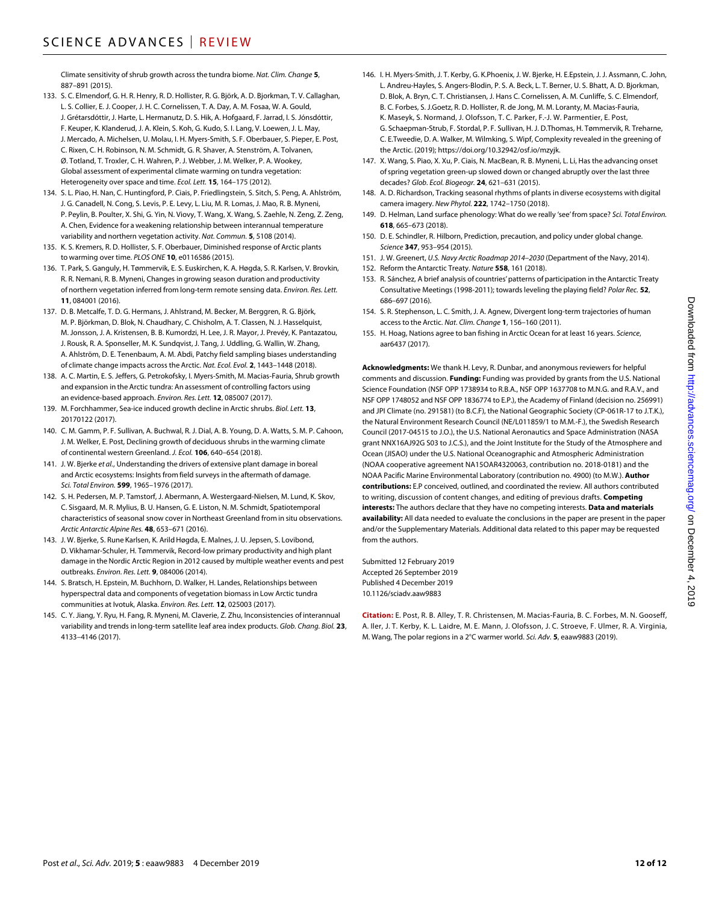Climate sensitivity of shrub growth across the tundra biome. *Nat. Clim. Change* **5**, 887–891 (2015).

133. S. C. Elmendorf, G. H. R. Henry, R. D. Hollister, R. G. Björk, A. D. Bjorkman, T. V. Callaghan, L. S. Collier, E. J. Cooper, J. H. C. Cornelissen, T. A. Day, A. M. Fosaa, W. A. Gould, J. Grétarsdóttir, J. Harte, L. Hermanutz, D. S. Hik, A. Hofgaard, F. Jarrad, I. S. Jónsdóttir, F. Keuper, K. Klanderud, J. A. Klein, S. Koh, G. Kudo, S. I. Lang, V. Loewen, J. L. May, J. Mercado, A. Michelsen, U. Molau, I. H. Myers-Smith, S. F. Oberbauer, S. Pieper, E. Post, C. Rixen, C. H. Robinson, N. M. Schmidt, G. R. Shaver, A. Stenström, A. Tolvanen, Ø. Totland, T. Troxler, C. H. Wahren, P. J. Webber, J. M. Welker, P. A. Wookey, Global assessment of experimental climate warming on tundra vegetation: Heterogeneity over space and time. *Ecol. Lett.* **15**, 164–175 (2012).
134. S. L. Piao, H. Nan, C. Huntingford, P. Ciais, P. Friedlingstein, S. Sitch, S. Peng, A. Ahlström, J. G. Canadell, N. Cong, S. Levis, P. E. Levy, L. Liu, M. R. Lomas, J. Mao, R. B. Myneni, P. Peylin, B. Poulter, X. Shi, G. Yin, N. Viovy, T. Wang, X. Wang, S. Zaehle, N. Zeng, Z. Zeng, A. Chen, Evidence for a weakening relationship between interannual temperature variability and northern vegetation activity. *Nat. Commun.* **5**, 5108 (2014).
135. K. S. Kremers, R. D. Hollister, S. F. Oberbauer, Diminished response of Arctic plants to warming over time. *PLOS ONE* **10**, e0116586 (2015).
136. T. Park, S. Ganguly, H. Tømmervik, E. S. Euskirchen, K. A. Høgda, S. R. Karlsen, V. Brovkin, R. R. Nemani, R. B. Myneni, Changes in growing season duration and productivity of northern vegetation inferred from long-term remote sensing data. *Environ. Res. Lett.* **11**, 084001 (2016).
137. D. B. Metcalfe, T. D. G. Hermans, J. Ahlstrand, M. Becker, M. Berggren, R. G. Björk, M. P. Björkman, D. Blok, N. Chaudhary, C. Chisholm, A. T. Classen, N. J. Hasselquist, M. Jonsson, J. A. Kristensen, B. B. Kumordzi, H. Lee, J. R. Mayor, J. Prevéy, K. Pantazatou, J. Rousk, R. A. Sponseller, M. K. Sundqvist, J. Tang, J. Uddling, G. Wallin, W. Zhang, A. Ahlström, D. E. Tenenbaum, A. M. Abdi, Patchy field sampling biases understanding of climate change impacts across the Arctic. *Nat. Ecol. Evol.* **2**, 1443–1448 (2018).
138. A. C. Martin, E. S. Jeffers, G. Petrokofsky, I. Myers-Smith, M. Macias-Fauria, Shrub growth and expansion in the Arctic tundra: An assessment of controlling factors using an evidence-based approach. *Environ. Res. Lett.* **12**, 085007 (2017).
139. M. Forchhammer, Sea-ice induced growth decline in Arctic shrubs. *Biol. Lett.* **13**, 20170122 (2017).
140. C. M. Gamm, P. F. Sullivan, A. Buchwal, R. J. Dial, A. B. Young, D. A. Watts, S. M. P. Cahoon, J. M. Welker, E. Post, Declining growth of deciduous shrubs in the warming climate of continental western Greenland. *J. Ecol.* **106**, 640–654 (2018).
141. J. W. Bjerke *et al*., Understanding the drivers of extensive plant damage in boreal and Arctic ecosystems: Insights from field surveys in the aftermath of damage. *Sci. Total Environ.* **599**, 1965–1976 (2017).
142. S. H. Pedersen, M. P. Tamstorf, J. Abermann, A. Westergaard-Nielsen, M. Lund, K. Skov, C. Sisgaard, M. R. Mylius, B. U. Hansen, G. E. Liston, N. M. Schmidt, Spatiotemporal characteristics of seasonal snow cover in Northeast Greenland from in situ observations. *Arctic Antarctic Alpine Res.* **48**, 653–671 (2016).
143. J. W. Bjerke, S. Rune Karlsen, K. Arild Høgda, E. Malnes, J. U. Jepsen, S. Lovibond, D. Vikhamar-Schuler, H. Tømmervik, Record-low primary productivity and high plant damage in the Nordic Arctic Region in 2012 caused by multiple weather events and pest outbreaks. *Environ. Res. Lett.* **9**, 084006 (2014).
144. S. Bratsch, H. Epstein, M. Buchhorn, D. Walker, H. Landes, Relationships between hyperspectral data and components of vegetation biomass in Low Arctic tundra communities at Ivotuk, Alaska. *Environ. Res. Lett.* **12**, 025003 (2017).
145. C. Y. Jiang, Y. Ryu, H. Fang, R. Myneni, M. Claverie, Z. Zhu, Inconsistencies of interannual variability and trends in long-term satellite leaf area index products. *Glob. Chang. Biol.* **23**, 4133–4146 (2017).
146. I. H. Myers-Smith, J. T. Kerby, G. K.Phoenix, J. W. Bjerke, H. E.Epstein, J. J. Assmann, C. John, L. Andreu-Hayles, S. Angers-Blodin, P. S. A. Beck, L. T. Berner, U. S. Bhatt, A. D. Bjorkman, D. Blok, A. Bryn, C. T. Christiansen, J. Hans C. Cornelissen, A. M. Cunliffe, S. C. Elmendorf, B. C. Forbes, S. J.Goetz, R. D. Hollister, R. de Jong, M. M. Loranty, M. Macias-Fauria, K. Maseyk, S. Normand, J. Olofsson, T. C. Parker, F.-J. W. Parmentier, E. Post, G. Schaepman-Strub, F. Stordal, P. F. Sullivan, H. J. D.Thomas, H. Tømmervik, R. Treharne, C. E.Tweedie, D. A. Walker, M. Wilmking, S. Wipf, Complexity revealed in the greening of the Arctic. (2019); https://doi.org/10.32942/osf.io/mzyjk.
147. X. Wang, S. Piao, X. Xu, P. Ciais, N. MacBean, R. B. Myneni, L. Li, Has the advancing onset of spring vegetation green-up slowed down or changed abruptly over the last three decades? *Glob. Ecol. Biogeogr.* **24**, 621–631 (2015).
148. A. D. Richardson, Tracking seasonal rhythms of plants in diverse ecosystems with digital camera imagery. *New Phytol.* **222**, 1742–1750 (2018).
149. D. Helman, Land surface phenology: What do we really 'see' from space? *Sci. Total Environ.* **618**, 665–673 (2018).
150. D. E. Schindler, R. Hilborn, Prediction, precaution, and policy under global change. *Science* **347**, 953–954 (2015).
151. J. W. Greenert, *U.S. Navy Arctic Roadmap 2014–2030* (Department of the Navy, 2014).
152. Reform the Antarctic Treaty. *Nature* **558**, 161 (2018).
153. R. Sánchez, A brief analysis of countries' patterns of participation in the Antarctic Treaty Consultative Meetings (1998-2011); towards leveling the playing field? *Polar Rec.* **52**, 686–697 (2016).
154. S. R. Stephenson, L. C. Smith, J. A. Agnew, Divergent long-term trajectories of human access to the Arctic. *Nat. Clim. Change* **1**, 156–160 (2011).
155. H. Hoag, Nations agree to ban fishing in Arctic Ocean for at least 16 years. *Science*, aar6437 (2017).

**Acknowledgments:** We thank H. Levy, R. Dunbar, and anonymous reviewers for helpful comments and discussion. **Funding:** Funding was provided by grants from the U.S. National Science Foundation (NSF OPP 1738934 to R.B.A., NSF OPP 1637708 to M.N.G. and R.A.V., and NSF OPP 1748052 and NSF OPP 1836774 to E.P.), the Academy of Finland (decision no. 256991) and JPI Climate (no. 291581) (to B.C.F), the National Geographic Society (CP-061R-17 to J.T.K.), the Natural Environment Research Council (NE/L011859/1 to M.M.-F.), the Swedish Research Council (2017-04515 to J.O.), the U.S. National Aeronautics and Space Administration (NASA grant NNX16AJ92G S03 to J.C.S.), and the Joint Institute for the Study of the Atmosphere and Ocean (JISAO) under the U.S. National Oceanographic and Atmospheric Administration (NOAA cooperative agreement NA15OAR4320063, contribution no. 2018-0181) and the NOAA Pacific Marine Environmental Laboratory (contribution no. 4900) (to M.W.). **Author contributions:** E.P conceived, outlined, and coordinated the review. All authors contributed to writing, discussion of content changes, and editing of previous drafts. **Competing interests:** The authors declare that they have no competing interests. **Data and materials availability:** All data needed to evaluate the conclusions in the paper are present in the paper and/or the Supplementary Materials. Additional data related to this paper may be requested from the authors.

Submitted 12 February 2019
Accepted 26 September 2019
Published 4 December 2019
10.1126/sciadv.aaw9883

**Citation:** E. Post, R. B. Alley, T. R. Christensen, M. Macias-Fauria, B. C. Forbes, M. N. Gooseff, A. Iler, J. T. Kerby, K. L. Laidre, M. E. Mann, J. Olofsson, J. C. Stroeve, F. Ulmer, R. A. Virginia, M. Wang, The polar regions in a 2°C warmer world. *Sci. Adv.* **5**, eaaw9883 (2019).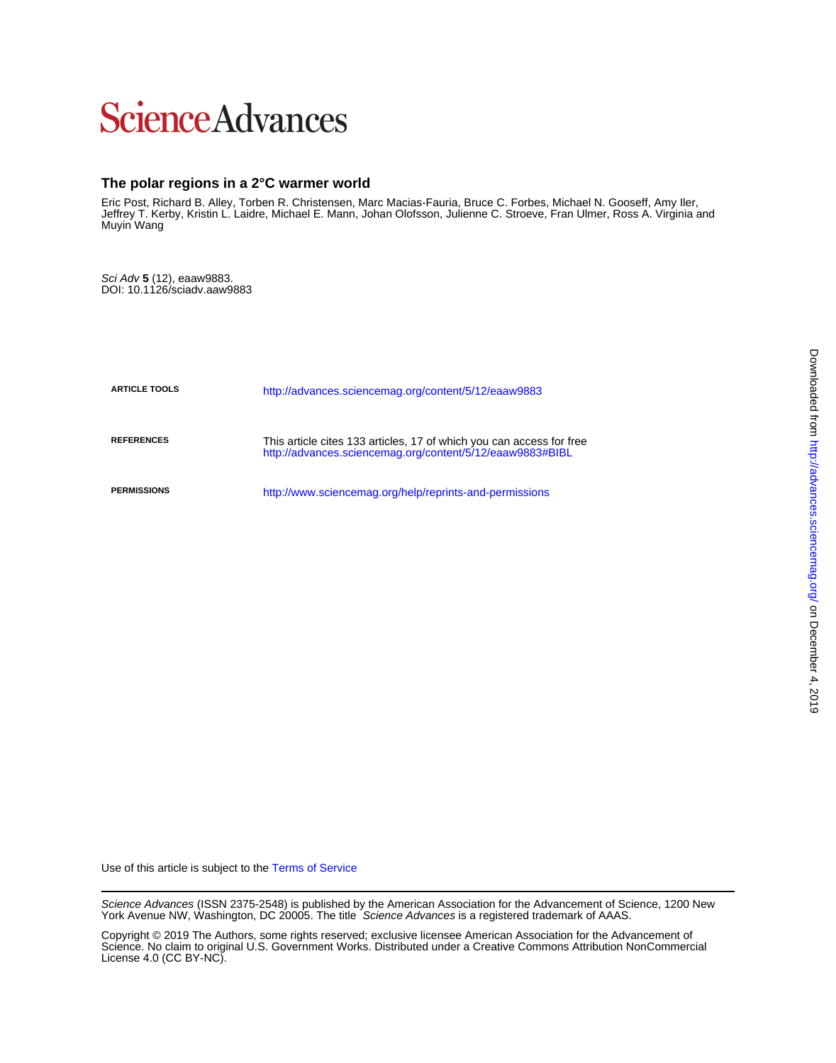# Science Advances

## The polar regions in a 2°C warmer world

Eric Post, Richard B. Alley, Torben R. Christensen, Marc Macias-Fauria, Bruce C. Forbes, Michael N. Gooseff, Amy Iler, Jeffrey T. Kerby, Kristin L. Laidre, Michael E. Mann, Johan Olofsson, Julienne C. Stroeve, Fran Ulmer, Ross A. Virginia and Muyin Wang

*Sci Adv* **5** (12), eaaw9883.
DOI: 10.1126/sciadv.aaw9883

| | |
|---|---|
| **ARTICLE TOOLS** | http://advances.sciencemag.org/content/5/12/eaaw9883 |
| **REFERENCES** | This article cites 133 articles, 17 of which you can access for free http://advances.sciencemag.org/content/5/12/eaaw9883#BIBL |
| **PERMISSIONS** | http://www.sciencemag.org/help/reprints-and-permissions |

Downloaded from http://advances.sciencemag.org/ on December 4, 2019

Use of this article is subject to the Terms of Service

*Science Advances* (ISSN 2375-2548) is published by the American Association for the Advancement of Science, 1200 New York Avenue NW, Washington, DC 20005. The title *Science Advances* is a registered trademark of AAAS.

Copyright © 2019 The Authors, some rights reserved; exclusive licensee American Association for the Advancement of Science. No claim to original U.S. Government Works. Distributed under a Creative Commons Attribution NonCommercial License 4.0 (CC BY-NC).